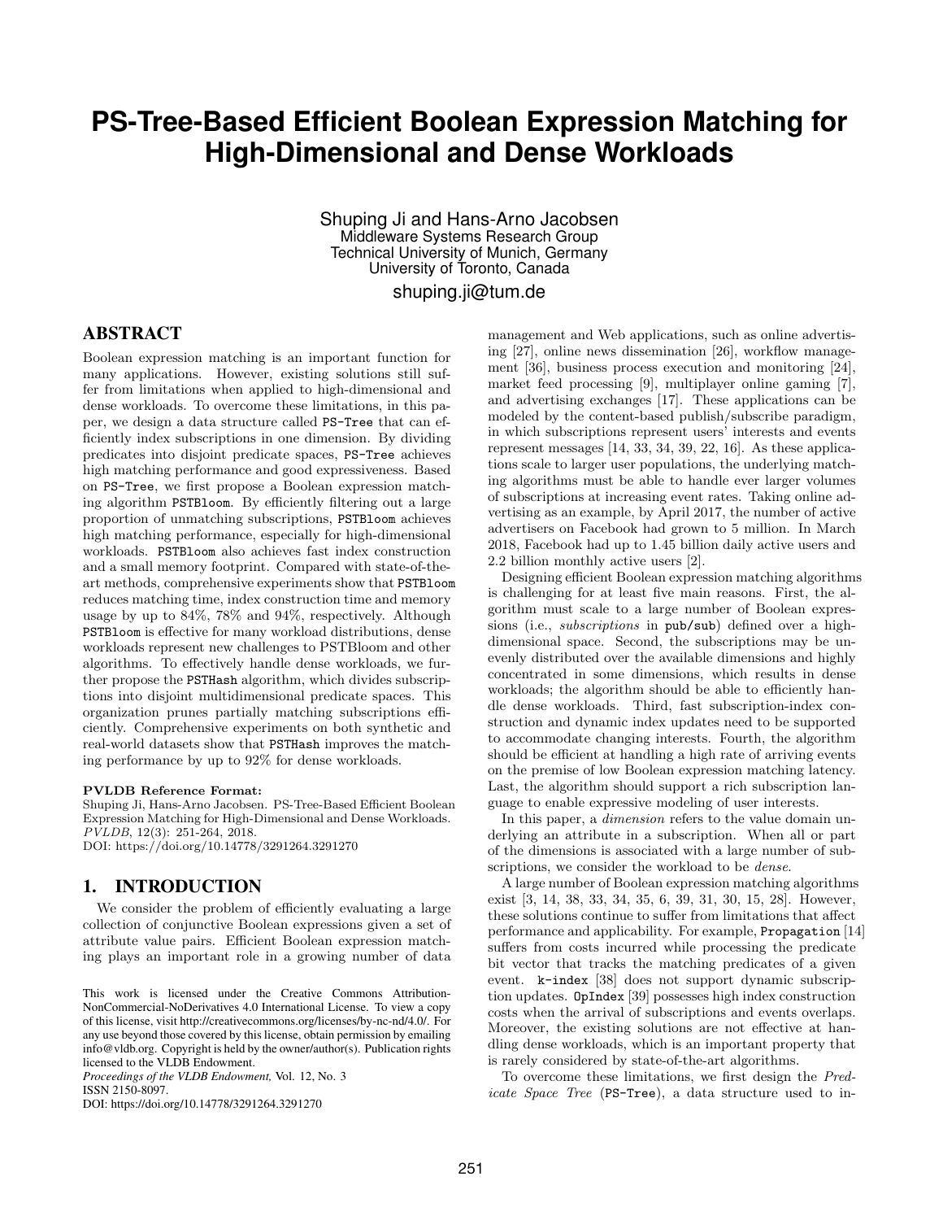# PS-Tree-Based Efficient Boolean Expression Matching for High-Dimensional and Dense Workloads

Shuping Ji and Hans-Arno Jacobsen
Middleware Systems Research Group
Technical University of Munich, Germany
University of Toronto, Canada
shuping.ji@tum.de

## ABSTRACT

Boolean expression matching is an important function for many applications. However, existing solutions still suffer from limitations when applied to high-dimensional and dense workloads. To overcome these limitations, in this paper, we design a data structure called `PS-Tree` that can efficiently index subscriptions in one dimension. By dividing predicates into disjoint predicate spaces, `PS-Tree` achieves high matching performance and good expressiveness. Based on `PS-Tree`, we first propose a Boolean expression matching algorithm `PSTBloom`. By efficiently filtering out a large proportion of unmatching subscriptions, `PSTBloom` achieves high matching performance, especially for high-dimensional workloads. `PSTBloom` also achieves fast index construction and a small memory footprint. Compared with state-of-the-art methods, comprehensive experiments show that `PSTBloom` reduces matching time, index construction time and memory usage by up to 84%, 78% and 94%, respectively. Although `PSTBloom` is effective for many workload distributions, dense workloads represent new challenges to PSTBloom and other algorithms. To effectively handle dense workloads, we further propose the `PSTHash` algorithm, which divides subscriptions into disjoint multidimensional predicate spaces. This organization prunes partially matching subscriptions efficiently. Comprehensive experiments on both synthetic and real-world datasets show that `PSTHash` improves the matching performance by up to 92% for dense workloads.

**PVLDB Reference Format:**
Shuping Ji, Hans-Arno Jacobsen. PS-Tree-Based Efficient Boolean Expression Matching for High-Dimensional and Dense Workloads. *PVLDB*, 12(3): 251-264, 2018.
DOI: https://doi.org/10.14778/3291264.3291270

## 1. INTRODUCTION

We consider the problem of efficiently evaluating a large collection of conjunctive Boolean expressions given a set of attribute value pairs. Efficient Boolean expression matching plays an important role in a growing number of data management and Web applications, such as online advertising [27], online news dissemination [26], workflow management [36], business process execution and monitoring [24], market feed processing [9], multiplayer online gaming [7], and advertising exchanges [17]. These applications can be modeled by the content-based publish/subscribe paradigm, in which subscriptions represent users' interests and events represent messages [14, 33, 34, 39, 22, 16]. As these applications scale to larger user populations, the underlying matching algorithms must be able to handle ever larger volumes of subscriptions at increasing event rates. Taking online advertising as an example, by April 2017, the number of active advertisers on Facebook had grown to 5 million. In March 2018, Facebook had up to 1.45 billion daily active users and 2.2 billion monthly active users [2].

Designing efficient Boolean expression matching algorithms is challenging for at least five main reasons. First, the algorithm must scale to a large number of Boolean expressions (i.e., *subscriptions* in `pub/sub`) defined over a high-dimensional space. Second, the subscriptions may be unevenly distributed over the available dimensions and highly concentrated in some dimensions, which results in dense workloads; the algorithm should be able to efficiently handle dense workloads. Third, fast subscription-index construction and dynamic index updates need to be supported to accommodate changing interests. Fourth, the algorithm should be efficient at handling a high rate of arriving events on the premise of low Boolean expression matching latency. Last, the algorithm should support a rich subscription language to enable expressive modeling of user interests.

In this paper, a *dimension* refers to the value domain underlying an attribute in a subscription. When all or part of the dimensions is associated with a large number of subscriptions, we consider the workload to be *dense*.

A large number of Boolean expression matching algorithms exist [3, 14, 38, 33, 34, 35, 6, 39, 31, 30, 15, 28]. However, these solutions continue to suffer from limitations that affect performance and applicability. For example, `Propagation` [14] suffers from costs incurred while processing the predicate bit vector that tracks the matching predicates of a given event. `k-index` [38] does not support dynamic subscription updates. `OpIndex` [39] possesses high index construction costs when the arrival of subscriptions and events overlaps. Moreover, the existing solutions are not effective at handling dense workloads, which is an important property that is rarely considered by state-of-the-art algorithms.

To overcome these limitations, we first design the *Predicate Space Tree* (`PS-Tree`), a data structure used to in-

This work is licensed under the Creative Commons Attribution-NonCommercial-NoDerivatives 4.0 International License. To view a copy of this license, visit http://creativecommons.org/licenses/by-nc-nd/4.0/. For any use beyond those covered by this license, obtain permission by emailing info@vldb.org. Copyright is held by the owner/author(s). Publication rights licensed to the VLDB Endowment.
*Proceedings of the VLDB Endowment,* Vol. 12, No. 3
ISSN 2150-8097.
DOI: https://doi.org/10.14778/3291264.3291270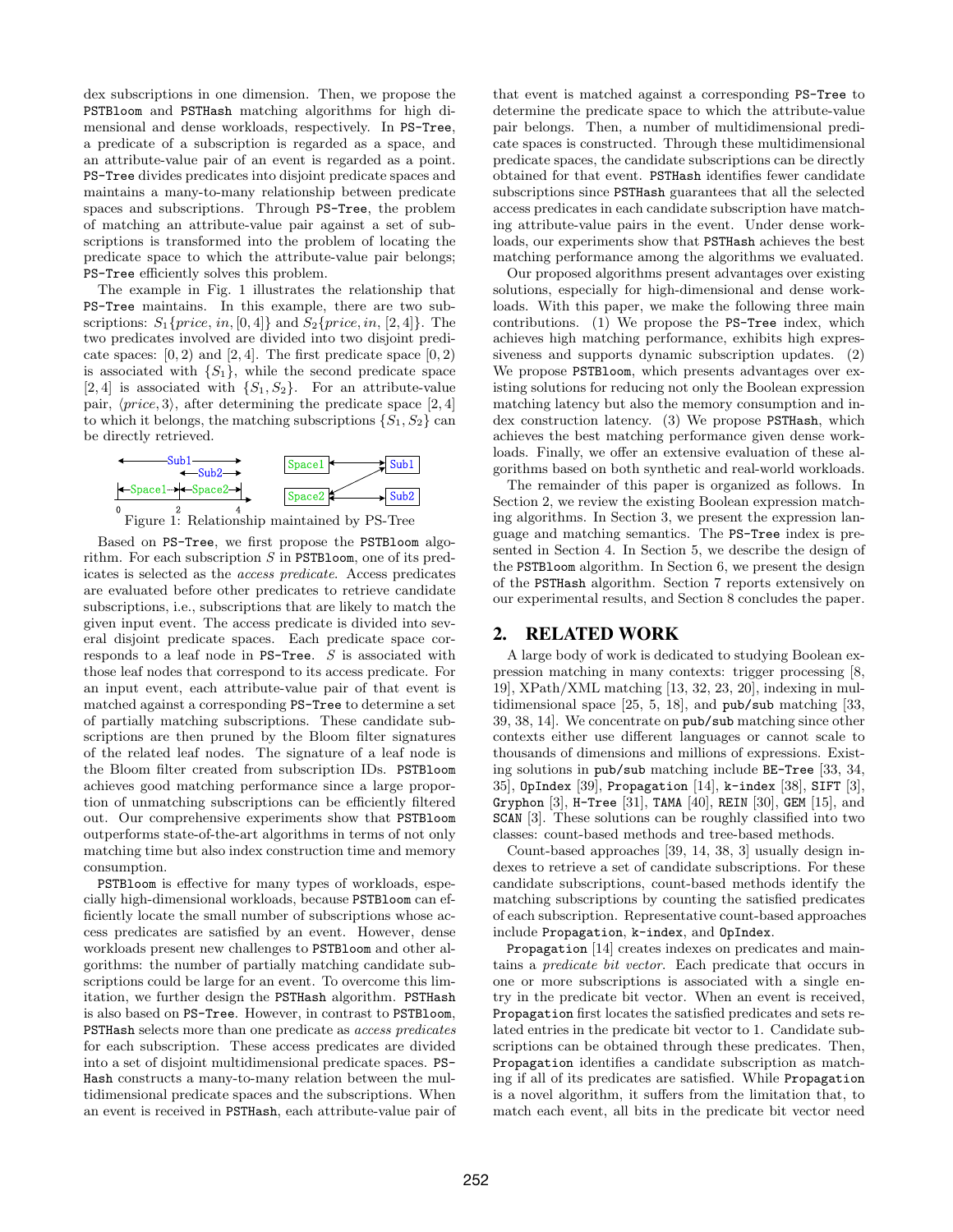dex subscriptions in one dimension. Then, we propose the PSTBloom and PSTHash matching algorithms for high dimensional and dense workloads, respectively. In PS-Tree, a predicate of a subscription is regarded as a space, and an attribute-value pair of an event is regarded as a point. PS-Tree divides predicates into disjoint predicate spaces and maintains a many-to-many relationship between predicate spaces and subscriptions. Through PS-Tree, the problem of matching an attribute-value pair against a set of subscriptions is transformed into the problem of locating the predicate space to which the attribute-value pair belongs; PS-Tree efficiently solves this problem.

The example in Fig. 1 illustrates the relationship that PS-Tree maintains. In this example, there are two subscriptions: $S_1\{price, in, [0, 4]\}$ and $S_2\{price, in, [2, 4]\}$. The two predicates involved are divided into two disjoint predicate spaces: $[0, 2)$ and $[2, 4]$. The first predicate space $[0, 2)$ is associated with $\{S_1\}$, while the second predicate space $[2, 4]$ is associated with $\{S_1, S_2\}$. For an attribute-value pair, $\langle price, 3\rangle$, after determining the predicate space $[2, 4]$ to which it belongs, the matching subscriptions $\{S_1, S_2\}$ can be directly retrieved.

Figure 1: Relationship maintained by PS-Tree

Based on PS-Tree, we first propose the PSTBloom algorithm. For each subscription $S$ in PSTBloom, one of its predicates is selected as the *access predicate*. Access predicates are evaluated before other predicates to retrieve candidate subscriptions, i.e., subscriptions that are likely to match the given input event. The access predicate is divided into several disjoint predicate spaces. Each predicate space corresponds to a leaf node in PS-Tree. $S$ is associated with those leaf nodes that correspond to its access predicate. For an input event, each attribute-value pair of that event is matched against a corresponding PS-Tree to determine a set of partially matching subscriptions. These candidate subscriptions are then pruned by the Bloom filter signatures of the related leaf nodes. The signature of a leaf node is the Bloom filter created from subscription IDs. PSTBloom achieves good matching performance since a large proportion of unmatching subscriptions can be efficiently filtered out. Our comprehensive experiments show that PSTBloom outperforms state-of-the-art algorithms in terms of not only matching time but also index construction time and memory consumption.

PSTBloom is effective for many types of workloads, especially high-dimensional workloads, because PSTBloom can efficiently locate the small number of subscriptions whose access predicates are satisfied by an event. However, dense workloads present new challenges to PSTBloom and other algorithms: the number of partially matching candidate subscriptions could be large for an event. To overcome this limitation, we further design the PSTHash algorithm. PSTHash is also based on PS-Tree. However, in contrast to PSTBloom, PSTHash selects more than one predicate as *access predicates* for each subscription. These access predicates are divided into a set of disjoint multidimensional predicate spaces. PS-Hash constructs a many-to-many relation between the multidimensional predicate spaces and the subscriptions. When an event is received in PSTHash, each attribute-value pair of that event is matched against a corresponding PS-Tree to determine the predicate space to which the attribute-value pair belongs. Then, a number of multidimensional predicate spaces is constructed. Through these multidimensional predicate spaces, the candidate subscriptions can be directly obtained for that event. PSTHash identifies fewer candidate subscriptions since PSTHash guarantees that all the selected access predicates in each candidate subscription have matching attribute-value pairs in the event. Under dense workloads, our experiments show that PSTHash achieves the best matching performance among the algorithms we evaluated.

Our proposed algorithms present advantages over existing solutions, especially for high-dimensional and dense workloads. With this paper, we make the following three main contributions. (1) We propose the PS-Tree index, which achieves high matching performance, exhibits high expressiveness and supports dynamic subscription updates. (2) We propose PSTBloom, which presents advantages over existing solutions for reducing not only the Boolean expression matching latency but also the memory consumption and index construction latency. (3) We propose PSTHash, which achieves the best matching performance given dense workloads. Finally, we offer an extensive evaluation of these algorithms based on both synthetic and real-world workloads.

The remainder of this paper is organized as follows. In Section 2, we review the existing Boolean expression matching algorithms. In Section 3, we present the expression language and matching semantics. The PS-Tree index is presented in Section 4. In Section 5, we describe the design of the PSTBloom algorithm. In Section 6, we present the design of the PSTHash algorithm. Section 7 reports extensively on our experimental results, and Section 8 concludes the paper.

## 2. RELATED WORK

A large body of work is dedicated to studying Boolean expression matching in many contexts: trigger processing [8, 19], XPath/XML matching [13, 32, 23, 20], indexing in multidimensional space [25, 5, 18], and pub/sub matching [33, 39, 38, 14]. We concentrate on pub/sub matching since other contexts either use different languages or cannot scale to thousands of dimensions and millions of expressions. Existing solutions in pub/sub matching include BE-Tree [33, 34, 35], OpIndex [39], Propagation [14], k-index [38], SIFT [3], Gryphon [3], H-Tree [31], TAMA [40], REIN [30], GEM [15], and SCAN [3]. These solutions can be roughly classified into two classes: count-based methods and tree-based methods.

Count-based approaches [39, 14, 38, 3] usually design indexes to retrieve a set of candidate subscriptions. For these candidate subscriptions, count-based methods identify the matching subscriptions by counting the satisfied predicates of each subscription. Representative count-based approaches include Propagation, k-index, and OpIndex.

Propagation [14] creates indexes on predicates and maintains a *predicate bit vector*. Each predicate that occurs in one or more subscriptions is associated with a single entry in the predicate bit vector. When an event is received, Propagation first locates the satisfied predicates and sets related entries in the predicate bit vector to 1. Candidate subscriptions can be obtained through these predicates. Then, Propagation identifies a candidate subscription as matching if all of its predicates are satisfied. While Propagation is a novel algorithm, it suffers from the limitation that, to match each event, all bits in the predicate bit vector need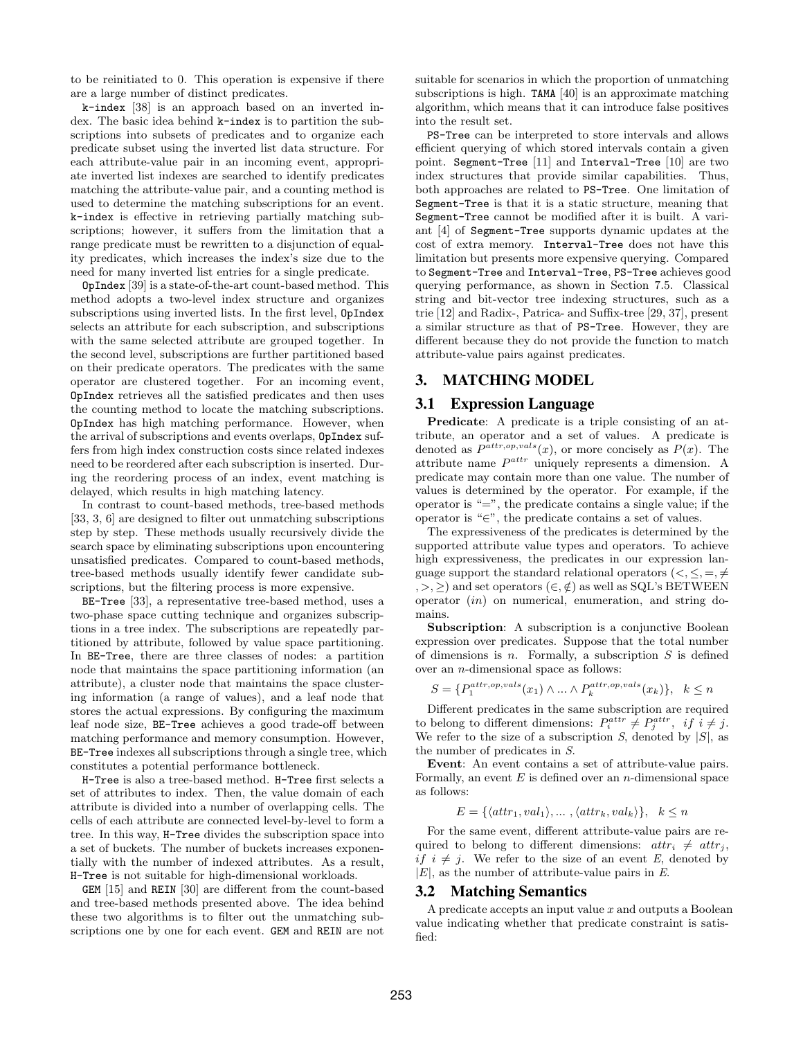to be reinitiated to 0. This operation is expensive if there are a large number of distinct predicates.

k-index [38] is an approach based on an inverted index. The basic idea behind k-index is to partition the subscriptions into subsets of predicates and to organize each predicate subset using the inverted list data structure. For each attribute-value pair in an incoming event, appropriate inverted list indexes are searched to identify predicates matching the attribute-value pair, and a counting method is used to determine the matching subscriptions for an event. k-index is effective in retrieving partially matching subscriptions; however, it suffers from the limitation that a range predicate must be rewritten to a disjunction of equality predicates, which increases the index's size due to the need for many inverted list entries for a single predicate.

OpIndex [39] is a state-of-the-art count-based method. This method adopts a two-level index structure and organizes subscriptions using inverted lists. In the first level, OpIndex selects an attribute for each subscription, and subscriptions with the same selected attribute are grouped together. In the second level, subscriptions are further partitioned based on their predicate operators. The predicates with the same operator are clustered together. For an incoming event, OpIndex retrieves all the satisfied predicates and then uses the counting method to locate the matching subscriptions. OpIndex has high matching performance. However, when the arrival of subscriptions and events overlaps, OpIndex suffers from high index construction costs since related indexes need to be reordered after each subscription is inserted. During the reordering process of an index, event matching is delayed, which results in high matching latency.

In contrast to count-based methods, tree-based methods [33, 3, 6] are designed to filter out unmatching subscriptions step by step. These methods usually recursively divide the search space by eliminating subscriptions upon encountering unsatisfied predicates. Compared to count-based methods, tree-based methods usually identify fewer candidate subscriptions, but the filtering process is more expensive.

BE-Tree [33], a representative tree-based method, uses a two-phase space cutting technique and organizes subscriptions in a tree index. The subscriptions are repeatedly partitioned by attribute, followed by value space partitioning. In BE-Tree, there are three classes of nodes: a partition node that maintains the space partitioning information (an attribute), a cluster node that maintains the space clustering information (a range of values), and a leaf node that stores the actual expressions. By configuring the maximum leaf node size, BE-Tree achieves a good trade-off between matching performance and memory consumption. However, BE-Tree indexes all subscriptions through a single tree, which constitutes a potential performance bottleneck.

H-Tree is also a tree-based method. H-Tree first selects a set of attributes to index. Then, the value domain of each attribute is divided into a number of overlapping cells. The cells of each attribute are connected level-by-level to form a tree. In this way, H-Tree divides the subscription space into a set of buckets. The number of buckets increases exponentially with the number of indexed attributes. As a result, H-Tree is not suitable for high-dimensional workloads.

GEM [15] and REIN [30] are different from the count-based and tree-based methods presented above. The idea behind these two algorithms is to filter out the unmatching subscriptions one by one for each event. GEM and REIN are not suitable for scenarios in which the proportion of unmatching subscriptions is high. TAMA [40] is an approximate matching algorithm, which means that it can introduce false positives into the result set.

PS-Tree can be interpreted to store intervals and allows efficient querying of which stored intervals contain a given point. Segment-Tree [11] and Interval-Tree [10] are two index structures that provide similar capabilities. Thus, both approaches are related to PS-Tree. One limitation of Segment-Tree is that it is a static structure, meaning that Segment-Tree cannot be modified after it is built. A variant [4] of Segment-Tree supports dynamic updates at the cost of extra memory. Interval-Tree does not have this limitation but presents more expensive querying. Compared to Segment-Tree and Interval-Tree, PS-Tree achieves good querying performance, as shown in Section 7.5. Classical string and bit-vector tree indexing structures, such as a trie [12] and Radix-, Patrica- and Suffix-tree [29, 37], present a similar structure as that of PS-Tree. However, they are different because they do not provide the function to match attribute-value pairs against predicates.

## 3. MATCHING MODEL

### 3.1 Expression Language

**Predicate**: A predicate is a triple consisting of an attribute, an operator and a set of values. A predicate is denoted as $P^{attr,op,vals}(x)$, or more concisely as $P(x)$. The attribute name $P^{attr}$ uniquely represents a dimension. A predicate may contain more than one value. The number of values is determined by the operator. For example, if the operator is "$=$", the predicate contains a single value; if the operator is "$\in$", the predicate contains a set of values.

The expressiveness of the predicates is determined by the supported attribute value types and operators. To achieve high expressiveness, the predicates in our expression language support the standard relational operators ($<, \leq, =, \neq, >, \geq$) and set operators ($\in, \notin$) as well as SQL's BETWEEN operator ($in$) on numerical, enumeration, and string domains.

**Subscription**: A subscription is a conjunctive Boolean expression over predicates. Suppose that the total number of dimensions is $n$. Formally, a subscription $S$ is defined over an $n$-dimensional space as follows:

$$S = \{P_1^{attr,op,vals}(x_1) \wedge ... \wedge P_k^{attr,op,vals}(x_k)\}, \quad k \leq n$$

Different predicates in the same subscription are required to belong to different dimensions: $P_i^{attr} \neq P_j^{attr}, \ if \ i \neq j$. We refer to the size of a subscription $S$, denoted by $|S|$, as the number of predicates in $S$.

**Event**: An event contains a set of attribute-value pairs. Formally, an event $E$ is defined over an $n$-dimensional space as follows:

$$E = \{\langle attr_1, val_1 \rangle, ..., \langle attr_k, val_k \rangle\}, \quad k \leq n$$

For the same event, different attribute-value pairs are required to belong to different dimensions: $attr_i \neq attr_j, \ if \ i \neq j$. We refer to the size of an event $E$, denoted by $|E|$, as the number of attribute-value pairs in $E$.

### 3.2 Matching Semantics

A predicate accepts an input value $x$ and outputs a Boolean value indicating whether that predicate constraint is satisfied: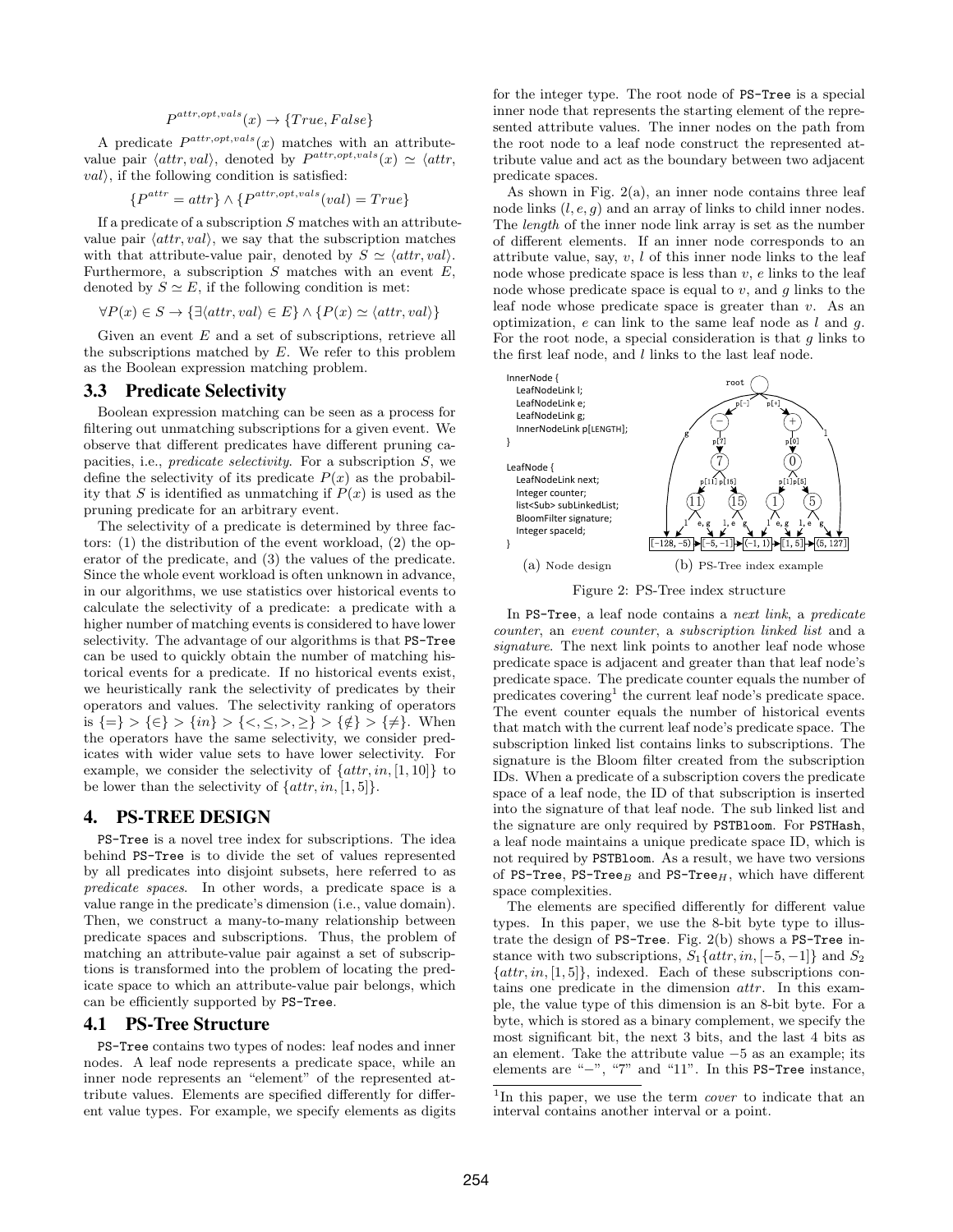$$P^{attr,opt,vals}(x) \to \{True, False\}$$

A predicate $P^{attr,opt,vals}(x)$ matches with an attribute-value pair $\langle attr, val \rangle$, denoted by $P^{attr,opt,vals}(x) \simeq \langle attr, val \rangle$, if the following condition is satisfied:

$$\{P^{attr} = attr\} \wedge \{P^{attr,opt,vals}(val) = True\}$$

If a predicate of a subscription $S$ matches with an attribute-value pair $\langle attr, val \rangle$, we say that the subscription matches with that attribute-value pair, denoted by $S \simeq \langle attr, val \rangle$. Furthermore, a subscription $S$ matches with an event $E$, denoted by $S \simeq E$, if the following condition is met:

$$\forall P(x) \in S \to \{\exists \langle attr, val \rangle \in E\} \wedge \{P(x) \simeq \langle attr, val \rangle\}$$

Given an event $E$ and a set of subscriptions, retrieve all the subscriptions matched by $E$. We refer to this problem as the Boolean expression matching problem.

## 3.3 Predicate Selectivity

Boolean expression matching can be seen as a process for filtering out unmatching subscriptions for a given event. We observe that different predicates have different pruning capacities, i.e., *predicate selectivity*. For a subscription $S$, we define the selectivity of its predicate $P(x)$ as the probability that $S$ is identified as unmatching if $P(x)$ is used as the pruning predicate for an arbitrary event.

The selectivity of a predicate is determined by three factors: (1) the distribution of the event workload, (2) the operator of the predicate, and (3) the values of the predicate. Since the whole event workload is often unknown in advance, in our algorithms, we use statistics over historical events to calculate the selectivity of a predicate: a predicate with a higher number of matching events is considered to have lower selectivity. The advantage of our algorithms is that PS-Tree can be used to quickly obtain the number of matching historical events for a predicate. If no historical events exist, we heuristically rank the selectivity of predicates by their operators and values. The selectivity ranking of operators is $\{=\} > \{\in\} > \{in\} > \{<, \leq, >, \geq\} > \{\notin\} > \{\neq\}$. When the operators have the same selectivity, we consider predicates with wider value sets to have lower selectivity. For example, we consider the selectivity of $\{attr, in, [1, 10]\}$ to be lower than the selectivity of $\{attr, in, [1, 5]\}$.

# 4. PS-TREE DESIGN

PS-Tree is a novel tree index for subscriptions. The idea behind PS-Tree is to divide the set of values represented by all predicates into disjoint subsets, here referred to as *predicate spaces*. In other words, a predicate space is a value range in the predicate's dimension (i.e., value domain). Then, we construct a many-to-many relationship between predicate spaces and subscriptions. Thus, the problem of matching an attribute-value pair against a set of subscriptions is transformed into the problem of locating the predicate space to which an attribute-value pair belongs, which can be efficiently supported by PS-Tree.

## 4.1 PS-Tree Structure

PS-Tree contains two types of nodes: leaf nodes and inner nodes. A leaf node represents a predicate space, while an inner node represents an "element" of the represented attribute values. Elements are specified differently for different value types. For example, we specify elements as digits for the integer type. The root node of PS-Tree is a special inner node that represents the starting element of the represented attribute values. The inner nodes on the path from the root node to a leaf node construct the represented attribute value and act as the boundary between two adjacent predicate spaces.

As shown in Fig. 2(a), an inner node contains three leaf node links $(l, e, g)$ and an array of links to child inner nodes. The *length* of the inner node link array is set as the number of different elements. If an inner node corresponds to an attribute value, say, $v$, $l$ of this inner node links to the leaf node whose predicate space is less than $v$, $e$ links to the leaf node whose predicate space is equal to $v$, and $g$ links to the leaf node whose predicate space is greater than $v$. As an optimization, $e$ can link to the same leaf node as $l$ and $g$. For the root node, a special consideration is that $g$ links to the first leaf node, and $l$ links to the last leaf node.

```
InnerNode {
  LeafNodeLink l;
  LeafNodeLink e;
  LeafNodeLink g;
  InnerNodeLink p[LENGTH];
}

LeafNode {
  LeafNodeLink next;
  Integer counter;
  list<Sub> subLinkedList;
  BloomFilter signature;
  Integer spaceId;
}
```

(a) Node design (b) PS-Tree index example

Figure 2: PS-Tree index structure

In PS-Tree, a leaf node contains a *next link*, a *predicate counter*, an *event counter*, a *subscription linked list* and a *signature*. The next link points to another leaf node whose predicate space is adjacent and greater than that leaf node's predicate space. The predicate counter equals the number of predicates covering[1] the current leaf node's predicate space. The event counter equals the number of historical events that match with the current leaf node's predicate space. The subscription linked list contains links to subscriptions. The signature is the Bloom filter created from the subscription IDs. When a predicate of a subscription covers the predicate space of a leaf node, the ID of that subscription is inserted into the signature of that leaf node. The sub linked list and the signature are only required by PSTBloom. For PSTHash, a leaf node maintains a unique predicate space ID, which is not required by PSTBloom. As a result, we have two versions of PS-Tree, PS-Tree$_B$ and PS-Tree$_H$, which have different space complexities.

The elements are specified differently for different value types. In this paper, we use the 8-bit byte type to illustrate the design of PS-Tree. Fig. 2(b) shows a PS-Tree instance with two subscriptions, $S_1\{attr, in, [-5, -1]\}$ and $S_2$ $\{attr, in, [1, 5]\}$, indexed. Each of these subscriptions contains one predicate in the dimension *attr*. In this example, the value type of this dimension is an 8-bit byte. For a byte, which is stored as a binary complement, we specify the most significant bit, the next 3 bits, and the last 4 bits as an element. Take the attribute value $-5$ as an example; its elements are "$-$", "7" and "11". In this PS-Tree instance,

[1] In this paper, we use the term *cover* to indicate that an interval contains another interval or a point.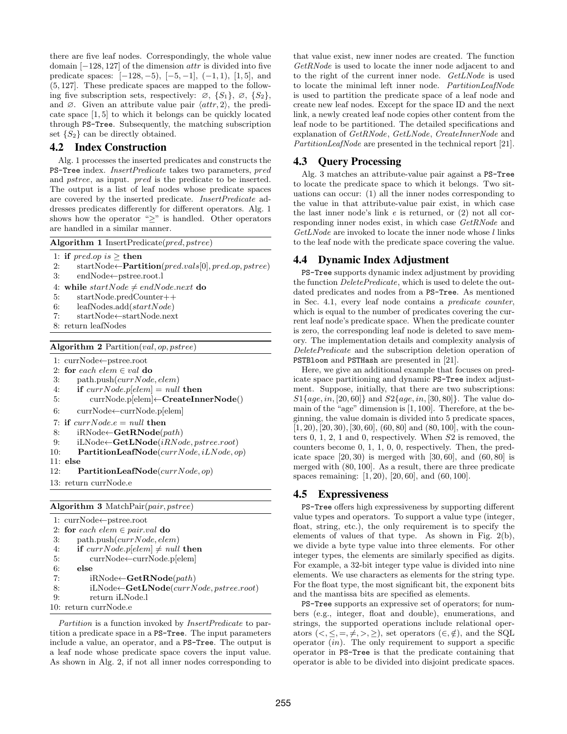there are five leaf nodes. Correspondingly, the whole value domain $[-128, 127]$ of the dimension *attr* is divided into five predicate spaces: $[-128, -5)$, $[-5, -1]$, $(-1, 1)$, $[1, 5]$, and $(5, 127]$. These predicate spaces are mapped to the following five subscription sets, respectively: $\varnothing$, $\{S_1\}$, $\varnothing$, $\{S_2\}$, and $\varnothing$. Given an attribute value pair $\langle attr, 2\rangle$, the predicate space $[1, 5]$ to which it belongs can be quickly located through `PS-Tree`. Subsequently, the matching subscription set $\{S_2\}$ can be directly obtained.

## 4.2 Index Construction

Alg. 1 processes the inserted predicates and constructs the `PS-Tree` index. *InsertPredicate* takes two parameters, *pred* and *pstree*, as input. *pred* is the predicate to be inserted. The output is a list of leaf nodes whose predicate spaces are covered by the inserted predicate. *InsertPredicate* addresses predicates differently for different operators. Alg. 1 shows how the operator "$\geq$" is handled. Other operators are handled in a similar manner.

**Algorithm 1** InsertPredicate(*pred*, *pstree*)

```
1: if pred.op is ≥ then
2:     startNode←Partition(pred.vals[0], pred.op, pstree)
3:     endNode←pstree.root.l
4: while startNode ≠ endNode.next do
5:     startNode.predCounter++
6:     leafNodes.add(startNode)
7:     startNode←startNode.next
8: return leafNodes
```

**Algorithm 2** Partition(*val*, *op*, *pstree*)

```
1: currNode←pstree.root
2: for each elem ∈ val do
3:     path.push(currNode, elem)
4:     if currNode.p[elem] = null then
5:         currNode.p[elem]←CreateInnerNode()
6:     currNode←currNode.p[elem]
7: if currNode.e = null then
8:     iRNode←GetRNode(path)
9:     iLNode←GetLNode(iRNode, pstree.root)
10:    PartitionLeafNode(currNode, iLNode, op)
11: else
12:    PartitionLeafNode(currNode, op)
13: return currNode.e
```

**Algorithm 3** MatchPair(*pair*, *pstree*)

```
1: currNode←pstree.root
2: for each elem ∈ pair.val do
3:     path.push(currNode, elem)
4:     if currNode.p[elem] ≠ null then
5:         currNode←currNode.p[elem]
6:     else
7:         iRNode←GetRNode(path)
8:         iLNode←GetLNode(currNode, pstree.root)
9:         return iLNode.l
10: return currNode.e
```

*Partition* is a function invoked by *InsertPredicate* to partition a predicate space in a `PS-Tree`. The input parameters include a value, an operator, and a `PS-Tree`. The output is a leaf node whose predicate space covers the input value. As shown in Alg. 2, if not all inner nodes corresponding to that value exist, new inner nodes are created. The function *GetRNode* is used to locate the inner node adjacent to and to the right of the current inner node. *GetLNode* is used to locate the minimal left inner node. *PartitionLeafNode* is used to partition the predicate space of a leaf node and create new leaf nodes. Except for the space ID and the next link, a newly created leaf node copies other content from the leaf node to be partitioned. The detailed specifications and explanation of *GetRNode*, *GetLNode*, *CreateInnerNode* and *PartitionLeafNode* are presented in the technical report [21].

## 4.3 Query Processing

Alg. 3 matches an attribute-value pair against a `PS-Tree` to locate the predicate space to which it belongs. Two situations can occur: (1) all the inner nodes corresponding to the value in that attribute-value pair exist, in which case the last inner node's link $e$ is returned, or (2) not all corresponding inner nodes exist, in which case *GetRNode* and *GetLNode* are invoked to locate the inner node whose $l$ links to the leaf node with the predicate space covering the value.

## 4.4 Dynamic Index Adjustment

`PS-Tree` supports dynamic index adjustment by providing the function *DeletePredicate*, which is used to delete the outdated predicates and nodes from a `PS-Tree`. As mentioned in Sec. 4.1, every leaf node contains a *predicate counter*, which is equal to the number of predicates covering the current leaf node's predicate space. When the predicate counter is zero, the corresponding leaf node is deleted to save memory. The implementation details and complexity analysis of *DeletePredicate* and the subscription deletion operation of `PSTBloom` and `PSTHash` are presented in [21].

Here, we give an additional example that focuses on predicate space partitioning and dynamic `PS-Tree` index adjustment. Suppose, initially, that there are two subscriptions: $S1\{age, in, [20, 60]\}$ and $S2\{age, in, [30, 80]\}$. The value domain of the "age" dimension is $[1, 100]$. Therefore, at the beginning, the value domain is divided into 5 predicate spaces, $[1, 20)$, $[20, 30)$, $[30, 60]$, $(60, 80]$ and $(80, 100]$, with the counters 0, 1, 2, 1 and 0, respectively. When $S2$ is removed, the counters become 0, 1, 1, 0, 0, respectively. Then, the predicate space $[20, 30)$ is merged with $[30, 60]$, and $(60, 80]$ is merged with $(80, 100]$. As a result, there are three predicate spaces remaining: $[1, 20)$, $[20, 60]$, and $(60, 100]$.

## 4.5 Expressiveness

`PS-Tree` offers high expressiveness by supporting different value types and operators. To support a value type (integer, float, string, etc.), the only requirement is to specify the elements of values of that type. As shown in Fig. 2(b), we divide a byte type value into three elements. For other integer types, the elements are similarly specified as digits. For example, a 32-bit integer type value is divided into nine elements. We use characters as elements for the string type. For the float type, the most significant bit, the exponent bits and the mantissa bits are specified as elements.

`PS-Tree` supports an expressive set of operators; for numbers (e.g., integer, float and double), enumerations, and strings, the supported operations include relational operators ($<, \leq, =, \neq, >, \geq$), set operators ($\in, \notin$), and the SQL operator (*in*). The only requirement to support a specific operator in `PS-Tree` is that the predicate containing that operator is able to be divided into disjoint predicate spaces.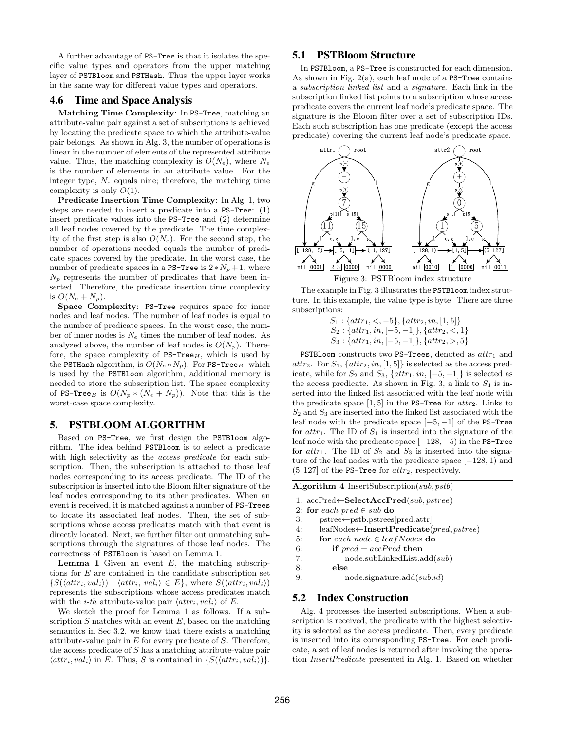A further advantage of PS-Tree is that it isolates the specific value types and operators from the upper matching layer of PSTBloom and PSTHash. Thus, the upper layer works in the same way for different value types and operators.

### 4.6 Time and Space Analysis

**Matching Time Complexity**: In PS-Tree, matching an attribute-value pair against a set of subscriptions is achieved by locating the predicate space to which the attribute-value pair belongs. As shown in Alg. 3, the number of operations is linear in the number of elements of the represented attribute value. Thus, the matching complexity is $O(N_e)$, where $N_e$ is the number of elements in an attribute value. For the integer type, $N_e$ equals nine; therefore, the matching time complexity is only $O(1)$.

**Predicate Insertion Time Complexity**: In Alg. 1, two steps are needed to insert a predicate into a PS-Tree: (1) insert predicate values into the PS-Tree and (2) determine all leaf nodes covered by the predicate. The time complexity of the first step is also $O(N_e)$. For the second step, the number of operations needed equals the number of predicate spaces covered by the predicate. In the worst case, the number of predicate spaces in a PS-Tree is $2 * N_p + 1$, where $N_p$ represents the number of predicates that have been inserted. Therefore, the predicate insertion time complexity is $O(N_e + N_p)$.

**Space Complexity**: PS-Tree requires space for inner nodes and leaf nodes. The number of leaf nodes is equal to the number of predicate spaces. In the worst case, the number of inner nodes is $N_e$ times the number of leaf nodes. As analyzed above, the number of leaf nodes is $O(N_p)$. Therefore, the space complexity of PS-Tree$_H$, which is used by the PSTHash algorithm, is $O(N_e * N_p)$. For PS-Tree$_B$, which is used by the PSTBloom algorithm, additional memory is needed to store the subscription list. The space complexity of PS-Tree$_B$ is $O(N_p * (N_e + N_p))$. Note that this is the worst-case space complexity.

## 5. PSTBLOOM ALGORITHM

Based on PS-Tree, we first design the PSTBloom algorithm. The idea behind PSTBloom is to select a predicate with high selectivity as the *access predicate* for each subscription. Then, the subscription is attached to those leaf nodes corresponding to its access predicate. The ID of the subscription is inserted into the Bloom filter signature of the leaf nodes corresponding to its other predicates. When an event is received, it is matched against a number of PS-Trees to locate its associated leaf nodes. Then, the set of subscriptions whose access predicates match with that event is directly located. Next, we further filter out unmatching subscriptions through the signatures of those leaf nodes. The correctness of PSTBloom is based on Lemma 1.

**Lemma 1** Given an event $E$, the matching subscriptions for $E$ are contained in the candidate subscription set $\{S(\langle attr_i, val_i\rangle) \mid \langle attr_i, val_i\rangle \in E\}$, where $S(\langle attr_i, val_i\rangle)$ represents the subscriptions whose access predicates match with the *i-th* attribute-value pair $\langle attr_i, val_i\rangle$ of $E$.

We sketch the proof for Lemma 1 as follows. If a subscription $S$ matches with an event $E$, based on the matching semantics in Sec 3.2, we know that there exists a matching attribute-value pair in $E$ for every predicate of $S$. Therefore, the access predicate of $S$ has a matching attribute-value pair $\langle attr_i, val_i\rangle$ in $E$. Thus, $S$ is contained in $\{S(\langle attr_i, val_i\rangle)\}$.

### 5.1 PSTBloom Structure

In PSTBloom, a PS-Tree is constructed for each dimension. As shown in Fig. 2(a), each leaf node of a PS-Tree contains a *subscription linked list* and a *signature*. Each link in the subscription linked list points to a subscription whose access predicate covers the current leaf node's predicate space. The signature is the Bloom filter over a set of subscription IDs. Each such subscription has one predicate (except the access predicate) covering the current leaf node's predicate space.

Figure 3: PSTBloom index structure

The example in Fig. 3 illustrates the PSTBloom index structure. In this example, the value type is byte. There are three subscriptions:

$S_1 : \{attr_1, <, -5\}, \{attr_2, in, [1, 5]\}$
$S_2 : \{attr_1, in, [-5, -1]\}, \{attr_2, <, 1\}$
$S_3 : \{attr_1, in, [-5, -1]\}, \{attr_2, >, 5\}$

PSTBloom constructs two PS-Trees, denoted as $attr_1$ and $attr_2$. For $S_1$, $\{attr_2, in, [1, 5]\}$ is selected as the access predicate, while for $S_2$ and $S_3$, $\{attr_1, in, [-5, -1]\}$ is selected as the access predicate. As shown in Fig. 3, a link to $S_1$ is inserted into the linked list associated with the leaf node with the predicate space $[1, 5]$ in the PS-Tree for $attr_2$. Links to $S_2$ and $S_3$ are inserted into the linked list associated with the leaf node with the predicate space $[-5, -1]$ of the PS-Tree for $attr_1$. The ID of $S_1$ is inserted into the signature of the leaf node with the predicate space $[-128, -5)$ in the PS-Tree for $attr_1$. The ID of $S_2$ and $S_3$ is inserted into the signature of the leaf nodes with the predicate space $[-128, 1)$ and $(5, 127]$ of the PS-Tree for $attr_2$, respectively.

**Algorithm 4** InsertSubscription($sub, pstb$)

```
1: accPred←SelectAccPred(sub, pstree)
2: for each pred ∈ sub do
3:     pstree←pstb.pstrees[pred.attr]
4:     leafNodes←InsertPredicate(pred, pstree)
5:     for each node ∈ leafNodes do
6:         if pred = accPred then
7:             node.subLinkedList.add(sub)
8:         else
9:             node.signature.add(sub.id)
```

### 5.2 Index Construction

Alg. 4 processes the inserted subscriptions. When a subscription is received, the predicate with the highest selectivity is selected as the access predicate. Then, every predicate is inserted into its corresponding PS-Tree. For each predicate, a set of leaf nodes is returned after invoking the operation *InsertPredicate* presented in Alg. 1. Based on whether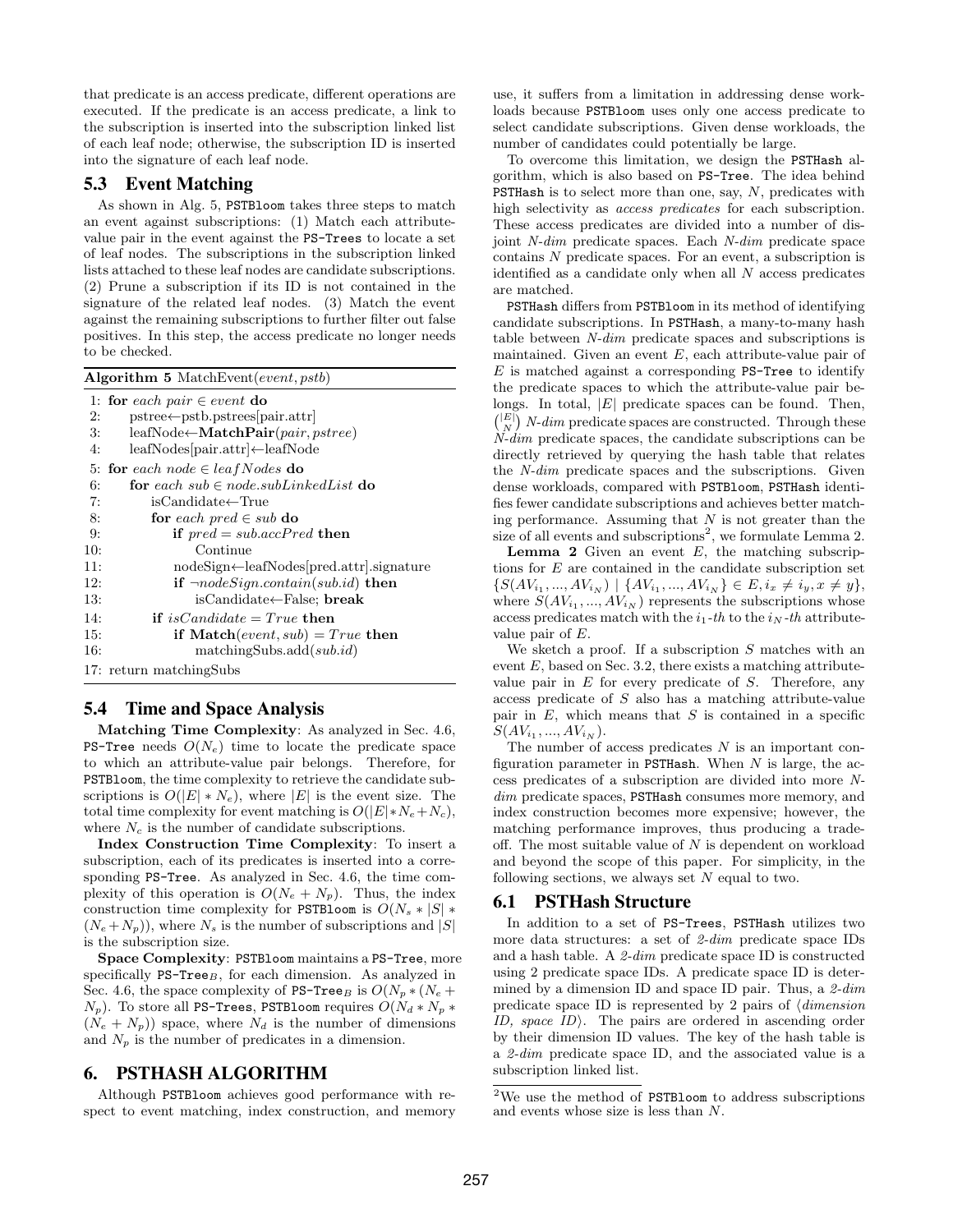that predicate is an access predicate, different operations are executed. If the predicate is an access predicate, a link to the subscription is inserted into the subscription linked list of each leaf node; otherwise, the subscription ID is inserted into the signature of each leaf node.

## 5.3 Event Matching

As shown in Alg. 5, PSTBloom takes three steps to match an event against subscriptions: (1) Match each attribute-value pair in the event against the PS-Trees to locate a set of leaf nodes. The subscriptions in the subscription linked lists attached to these leaf nodes are candidate subscriptions. (2) Prune a subscription if its ID is not contained in the signature of the related leaf nodes. (3) Match the event against the remaining subscriptions to further filter out false positives. In this step, the access predicate no longer needs to be checked.

**Algorithm 5** MatchEvent(*event*, *pstb*)

```
1: for each pair ∈ event do
2:     pstree←pstb.pstrees[pair.attr]
3:     leafNode←MatchPair(pair, pstree)
4:     leafNodes[pair.attr]←leafNode
5: for each node ∈ leafNodes do
6:     for each sub ∈ node.subLinkedList do
7:         isCandidate←True
8:         for each pred ∈ sub do
9:             if pred = sub.accPred then
10:                Continue
11:            nodeSign←leafNodes[pred.attr].signature
12:            if ¬nodeSign.contain(sub.id) then
13:                isCandidate←False; break
14:        if isCandidate = True then
15:            if Match(event, sub) = True then
16:                matchingSubs.add(sub.id)
17: return matchingSubs
```

## 5.4 Time and Space Analysis

**Matching Time Complexity**: As analyzed in Sec. 4.6, PS-Tree needs $O(N_e)$ time to locate the predicate space to which an attribute-value pair belongs. Therefore, for PSTBloom, the time complexity to retrieve the candidate subscriptions is $O(|E| * N_e)$, where $|E|$ is the event size. The total time complexity for event matching is $O(|E| * N_e + N_c)$, where $N_c$ is the number of candidate subscriptions.

**Index Construction Time Complexity**: To insert a subscription, each of its predicates is inserted into a corresponding PS-Tree. As analyzed in Sec. 4.6, the time complexity of this operation is $O(N_e + N_p)$. Thus, the index construction time complexity for PSTBloom is $O(N_s * |S| * (N_e + N_p))$, where $N_s$ is the number of subscriptions and $|S|$ is the subscription size.

**Space Complexity**: PSTBloom maintains a PS-Tree, more specifically PS-Tree$_B$, for each dimension. As analyzed in Sec. 4.6, the space complexity of PS-Tree$_B$ is $O(N_p * (N_e + N_p))$. To store all PS-Trees, PSTBloom requires $O(N_d * N_p * (N_e + N_p))$ space, where $N_d$ is the number of dimensions and $N_p$ is the number of predicates in a dimension.

# 6. PSTHASH ALGORITHM

Although PSTBloom achieves good performance with respect to event matching, index construction, and memory use, it suffers from a limitation in addressing dense workloads because PSTBloom uses only one access predicate to select candidate subscriptions. Given dense workloads, the number of candidates could potentially be large.

To overcome this limitation, we design the PSTHash algorithm, which is also based on PS-Tree. The idea behind PSTHash is to select more than one, say, $N$, predicates with high selectivity as *access predicates* for each subscription. These access predicates are divided into a number of disjoint *N-dim* predicate spaces. Each *N-dim* predicate space contains $N$ predicate spaces. For an event, a subscription is identified as a candidate only when all $N$ access predicates are matched.

PSTHash differs from PSTBloom in its method of identifying candidate subscriptions. In PSTHash, a many-to-many hash table between *N-dim* predicate spaces and subscriptions is maintained. Given an event $E$, each attribute-value pair of $E$ is matched against a corresponding PS-Tree to identify the predicate spaces to which the attribute-value pair belongs. In total, $|E|$ predicate spaces can be found. Then, $\binom{|E|}{N}$ *N-dim* predicate spaces are constructed. Through these *N-dim* predicate spaces, the candidate subscriptions can be directly retrieved by querying the hash table that relates the *N-dim* predicate spaces and the subscriptions. Given dense workloads, compared with PSTBloom, PSTHash identifies fewer candidate subscriptions and achieves better matching performance. Assuming that $N$ is not greater than the size of all events and subscriptions[2], we formulate Lemma 2.

**Lemma 2** Given an event $E$, the matching subscriptions for $E$ are contained in the candidate subscription set $\{S(AV_{i_1}, ..., AV_{i_N}) \mid \{AV_{i_1}, ..., AV_{i_N}\} \in E, i_x \neq i_y, x \neq y\}$, where $S(AV_{i_1}, ..., AV_{i_N})$ represents the subscriptions whose access predicates match with the $i_1$-*th* to the $i_N$-*th* attribute-value pair of $E$.

We sketch a proof. If a subscription $S$ matches with an event $E$, based on Sec. 3.2, there exists a matching attribute-value pair in $E$ for every predicate of $S$. Therefore, any access predicate of $S$ also has a matching attribute-value pair in $E$, which means that $S$ is contained in a specific $S(AV_{i_1}, ..., AV_{i_N})$.

The number of access predicates $N$ is an important configuration parameter in PSTHash. When $N$ is large, the access predicates of a subscription are divided into more *N-dim* predicate spaces, PSTHash consumes more memory, and index construction becomes more expensive; however, the matching performance improves, thus producing a trade-off. The most suitable value of $N$ is dependent on workload and beyond the scope of this paper. For simplicity, in the following sections, we always set $N$ equal to two.

## 6.1 PSTHash Structure

In addition to a set of PS-Trees, PSTHash utilizes two more data structures: a set of *2-dim* predicate space IDs and a hash table. A *2-dim* predicate space ID is constructed using 2 predicate space IDs. A predicate space ID is determined by a dimension ID and space ID pair. Thus, a *2-dim* predicate space ID is represented by 2 pairs of ⟨*dimension ID, space ID*⟩. The pairs are ordered in ascending order by their dimension ID values. The key of the hash table is a *2-dim* predicate space ID, and the associated value is a subscription linked list.

[2] We use the method of PSTBloom to address subscriptions and events whose size is less than $N$.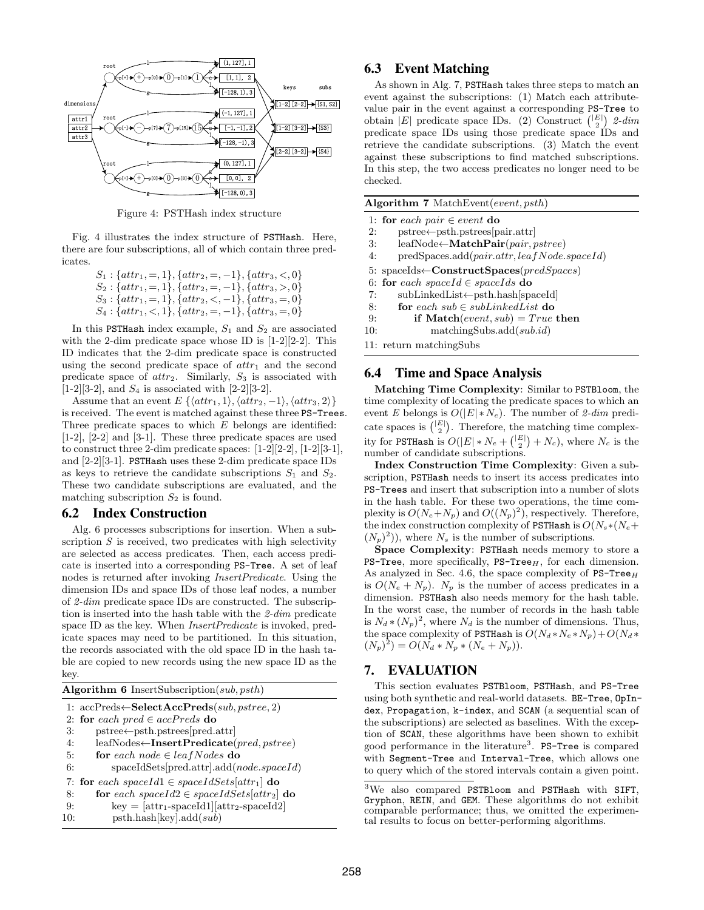Figure 4: PSTHash index structure

Fig. 4 illustrates the index structure of PSTHash. Here, there are four subscriptions, all of which contain three predicates.

$S_1 : \{attr_1, =, 1\}, \{attr_2, =, -1\}, \{attr_3, <, 0\}$
$S_2 : \{attr_1, =, 1\}, \{attr_2, =, -1\}, \{attr_3, >, 0\}$
$S_3 : \{attr_1, =, 1\}, \{attr_2, <, -1\}, \{attr_3, =, 0\}$
$S_4 : \{attr_1, <, 1\}, \{attr_2, =, -1\}, \{attr_3, =, 0\}$

In this PSTHash index example, $S_1$ and $S_2$ are associated with the 2-dim predicate space whose ID is [1-2][2-2]. This ID indicates that the 2-dim predicate space is constructed using the second predicate space of $attr_1$ and the second predicate space of $attr_2$. Similarly, $S_3$ is associated with [1-2][3-2], and $S_4$ is associated with [2-2][3-2].

Assume that an event $E$ $\{\langle attr_1, 1\rangle, \langle attr_2, -1\rangle, \langle attr_3, 2\rangle\}$ is received. The event is matched against these three PS-Trees. Three predicate spaces to which $E$ belongs are identified: [1-2], [2-2] and [3-1]. These three predicate spaces are used to construct three 2-dim predicate spaces: [1-2][2-2], [1-2][3-1], and [2-2][3-1]. PSTHash uses these 2-dim predicate space IDs as keys to retrieve the candidate subscriptions $S_1$ and $S_2$. These two candidate subscriptions are evaluated, and the matching subscription $S_2$ is found.

## 6.2 Index Construction

Alg. 6 processes subscriptions for insertion. When a subscription $S$ is received, two predicates with high selectivity are selected as access predicates. Then, each access predicate is inserted into a corresponding PS-Tree. A set of leaf nodes is returned after invoking *InsertPredicate*. Using the dimension IDs and space IDs of those leaf nodes, a number of *2-dim* predicate space IDs are constructed. The subscription is inserted into the hash table with the *2-dim* predicate space ID as the key. When *InsertPredicate* is invoked, predicate spaces may need to be partitioned. In this situation, the records associated with the old space ID in the hash table are copied to new records using the new space ID as the key.

**Algorithm 6** InsertSubscription(*sub, psth*)

```
1: accPreds←SelectAccPreds(sub, pstree, 2)
2: for each pred ∈ accPreds do
3:     pstree←psth.pstrees[pred.attr]
4:     leafNodes←InsertPredicate(pred, pstree)
5:     for each node ∈ leafNodes do
6:         spaceIdSets[pred.attr].add(node.spaceId)
7: for each spaceId1 ∈ spaceIdSets[attr1] do
8:     for each spaceId2 ∈ spaceIdSets[attr2] do
9:         key = [attr1-spaceId1][attr2-spaceId2]
10:        psth.hash[key].add(sub)
```

## 6.3 Event Matching

As shown in Alg. 7, PSTHash takes three steps to match an event against the subscriptions: (1) Match each attribute-value pair in the event against a corresponding PS-Tree to obtain $|E|$ predicate space IDs. (2) Construct $\binom{|E|}{2}$ *2-dim* predicate space IDs using those predicate space IDs and retrieve the candidate subscriptions. (3) Match the event against these subscriptions to find matched subscriptions. In this step, the two access predicates no longer need to be checked.

**Algorithm 7** MatchEvent(*event, psth*)

```
1: for each pair ∈ event do
2:     pstree←psth.pstrees[pair.attr]
3:     leafNode←MatchPair(pair, pstree)
4:     predSpaces.add(pair.attr, leafNode.spaceId)
5: spaceIds←ConstructSpaces(predSpaces)
6: for each spaceId ∈ spaceIds do
7:     subLinkedList←psth.hash[spaceId]
8:     for each sub ∈ subLinkedList do
9:         if Match(event, sub) = True then
10:            matchingSubs.add(sub.id)
11: return matchingSubs
```

## 6.4 Time and Space Analysis

**Matching Time Complexity**: Similar to PSTBloom, the time complexity of locating the predicate spaces to which an event $E$ belongs is $O(|E| * N_e)$. The number of *2-dim* predicate spaces is $\binom{|E|}{2}$. Therefore, the matching time complexity for PSTHash is $O(|E| * N_e + \binom{|E|}{2} + N_c)$, where $N_c$ is the number of candidate subscriptions.

**Index Construction Time Complexity**: Given a subscription, PSTHash needs to insert its access predicates into PS-Trees and insert that subscription into a number of slots in the hash table. For these two operations, the time complexity is $O(N_e + N_p)$ and $O((N_p)^2)$, respectively. Therefore, the index construction complexity of PSTHash is $O(N_s * (N_e + (N_p)^2))$, where $N_s$ is the number of subscriptions.

**Space Complexity**: PSTHash needs memory to store a PS-Tree, more specifically, PS-Tree$_H$, for each dimension. As analyzed in Sec. 4.6, the space complexity of PS-Tree$_H$ is $O(N_e + N_p)$. $N_p$ is the number of access predicates in a dimension. PSTHash also needs memory for the hash table. In the worst case, the number of records in the hash table is $N_d * (N_p)^2$, where $N_d$ is the number of dimensions. Thus, the space complexity of PSTHash is $O(N_d * N_e * N_p) + O(N_d * (N_p)^2) = O(N_d * N_p * (N_e + N_p))$.

# 7. EVALUATION

This section evaluates PSTBloom, PSTHash, and PS-Tree using both synthetic and real-world datasets. BE-Tree, OpIndex, Propagation, k-index, and SCAN (a sequential scan of the subscriptions) are selected as baselines. With the exception of SCAN, these algorithms have been shown to exhibit good performance in the literature[3]. PS-Tree is compared with Segment-Tree and Interval-Tree, which allows one to query which of the stored intervals contain a given point.

[3]We also compared PSTBloom and PSTHash with SIFT, Gryphon, REIN, and GEM. These algorithms do not exhibit comparable performance; thus, we omitted the experimental results to focus on better-performing algorithms.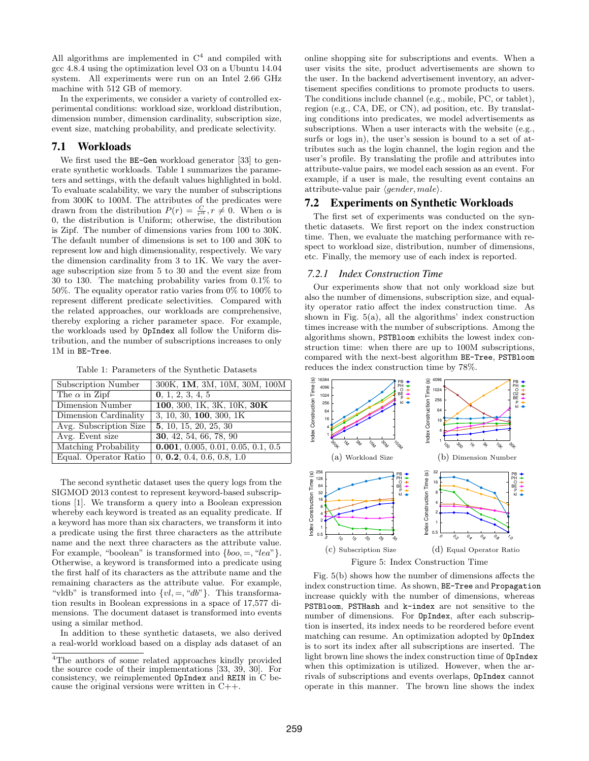All algorithms are implemented in C[4] and compiled with gcc 4.8.4 using the optimization level O3 on a Ubuntu 14.04 system. All experiments were run on an Intel 2.66 GHz machine with 512 GB of memory.

In the experiments, we consider a variety of controlled experimental conditions: workload size, workload distribution, dimension number, dimension cardinality, subscription size, event size, matching probability, and predicate selectivity.

## 7.1 Workloads

We first used the `BE-Gen` workload generator [33] to generate synthetic workloads. Table 1 summarizes the parameters and settings, with the default values highlighted in bold. To evaluate scalability, we vary the number of subscriptions from 300K to 100M. The attributes of the predicates were drawn from the distribution $P(r) = \frac{C}{r^{\alpha}}, r \neq 0$. When $\alpha$ is 0, the distribution is Uniform; otherwise, the distribution is Zipf. The number of dimensions varies from 100 to 30K. The default number of dimensions is set to 100 and 30K to represent low and high dimensionality, respectively. We vary the dimension cardinality from 3 to 1K. We vary the average subscription size from 5 to 30 and the event size from 30 to 130. The matching probability varies from 0.1% to 50%. The equality operator ratio varies from 0% to 100% to represent different predicate selectivities. Compared with the related approaches, our workloads are comprehensive, thereby exploring a richer parameter space. For example, the workloads used by `OpIndex` all follow the Uniform distribution, and the number of subscriptions increases to only 1M in `BE-Tree`.

Table 1: Parameters of the Synthetic Datasets

| Parameter | Values |
|---|---|
| Subscription Number | 300K, **1M**, 3M, 10M, 30M, 100M |
| The $\alpha$ in Zipf | **0**, 1, 2, 3, 4, 5 |
| Dimension Number | **100**, 300, 1K, 3K, 10K, **30K** |
| Dimension Cardinality | 3, 10, 30, **100**, 300, 1K |
| Avg. Subscription Size | **5**, 10, 15, 20, 25, 30 |
| Avg. Event size | **30**, 42, 54, 66, 78, 90 |
| Matching Probability | **0.001**, 0.005, 0.01, 0.05, 0.1, 0.5 |
| Equal. Operator Ratio | 0, **0.2**, 0.4, 0.6, 0.8, 1.0 |

The second synthetic dataset uses the query logs from the SIGMOD 2013 contest to represent keyword-based subscriptions [1]. We transform a query into a Boolean expression whereby each keyword is treated as an equality predicate. If a keyword has more than six characters, we transform it into a predicate using the first three characters as the attribute name and the next three characters as the attribute value. For example, "boolean" is transformed into $\{boo, =, \text{"}lea\text{"}\}$. Otherwise, a keyword is transformed into a predicate using the first half of its characters as the attribute name and the remaining characters as the attribute value. For example, "vldb" is transformed into $\{vl, =, \text{"}db\text{"}\}$. This transformation results in Boolean expressions in a space of 17,577 dimensions. The document dataset is transformed into events using a similar method.

In addition to these synthetic datasets, we also derived a real-world workload based on a display ads dataset of an online shopping site for subscriptions and events. When a user visits the site, product advertisements are shown to the user. In the backend advertisement inventory, an advertisement specifies conditions to promote products to users. The conditions include channel (e.g., mobile, PC, or tablet), region (e.g., CA, DE, or CN), ad position, etc. By translating conditions into predicates, we model advertisements as subscriptions. When a user interacts with the website (e.g., surfs or logs in), the user's session is bound to a set of attributes such as the login channel, the login region and the user's profile. By translating the profile and attributes into attribute-value pairs, we model each session as an event. For example, if a user is male, the resulting event contains an attribute-value pair $\langle gender, male \rangle$.

## 7.2 Experiments on Synthetic Workloads

The first set of experiments was conducted on the synthetic datasets. We first report on the index construction time. Then, we evaluate the matching performance with respect to workload size, distribution, number of dimensions, etc. Finally, the memory use of each index is reported.

### 7.2.1 *Index Construction Time*

Our experiments show that not only workload size but also the number of dimensions, subscription size, and equality operator ratio affect the index construction time. As shown in Fig. 5(a), all the algorithms' index construction times increase with the number of subscriptions. Among the algorithms shown, `PSTBloom` exhibits the lowest index construction time: when there are up to 100M subscriptions, compared with the next-best algorithm `BE-Tree`, `PSTBloom` reduces the index construction time by 78%.

(a) Workload Size (b) Dimension Number (c) Subscription Size (d) Equal Operator Ratio

Figure 5: Index Construction Time

Fig. 5(b) shows how the number of dimensions affects the index construction time. As shown, `BE-Tree` and `Propagation` increase quickly with the number of dimensions, whereas `PSTBloom`, `PSTHash` and `k-index` are not sensitive to the number of dimensions. For `OpIndex`, after each subscription is inserted, its index needs to be reordered before event matching can resume. An optimization adopted by `OpIndex` is to sort its index after all subscriptions are inserted. The light brown line shows the index construction time of `OpIndex` when this optimization is utilized. However, when the arrivals of subscriptions and events overlaps, `OpIndex` cannot operate in this manner. The brown line shows the index

---

[4]The authors of some related approaches kindly provided the source code of their implementations [33, 39, 30]. For consistency, we reimplemented `OpIndex` and `REIN` in C because the original versions were written in C++.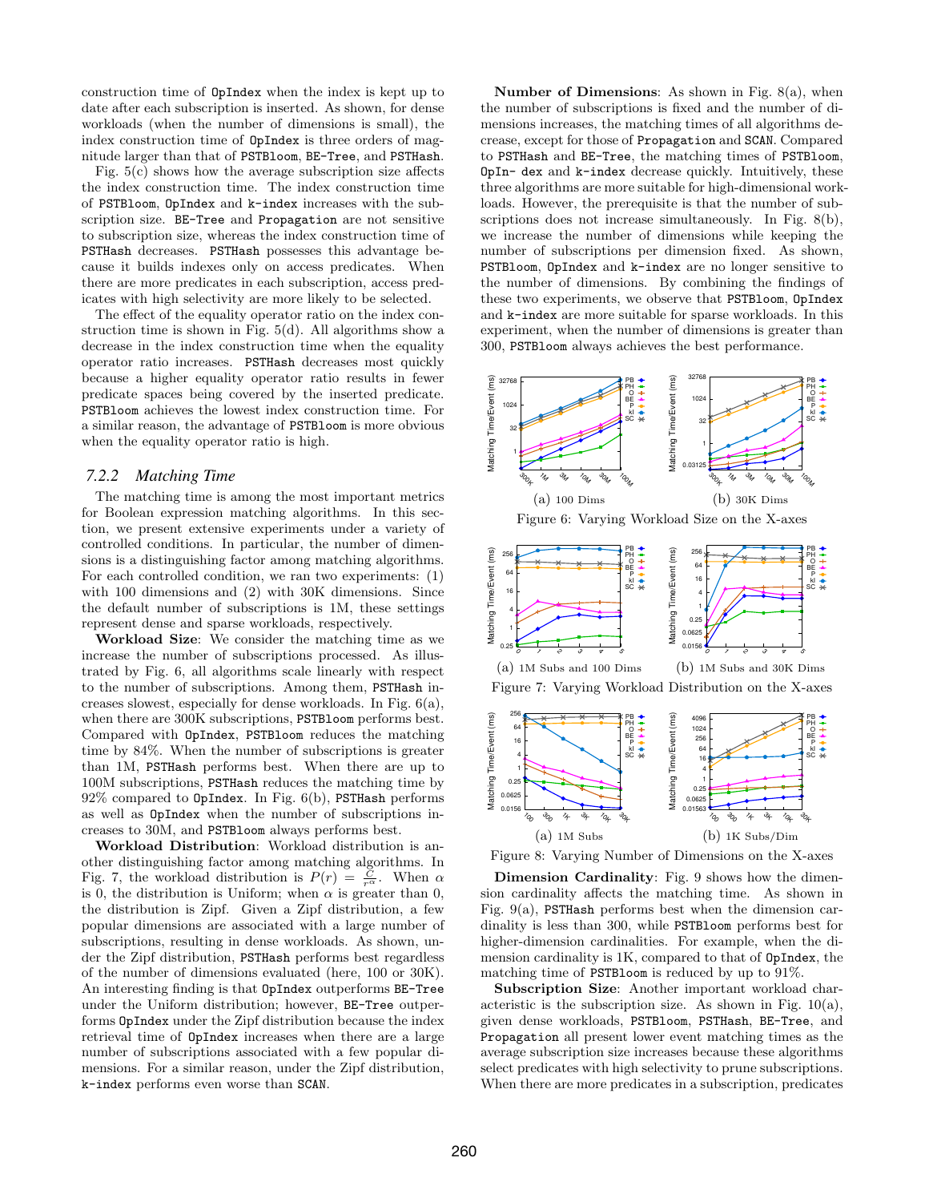construction time of OpIndex when the index is kept up to date after each subscription is inserted. As shown, for dense workloads (when the number of dimensions is small), the index construction time of OpIndex is three orders of magnitude larger than that of PSTBloom, BE-Tree, and PSTHash.

Fig. 5(c) shows how the average subscription size affects the index construction time. The index construction time of PSTBloom, OpIndex and k-index increases with the subscription size. BE-Tree and Propagation are not sensitive to subscription size, whereas the index construction time of PSTHash decreases. PSTHash possesses this advantage because it builds indexes only on access predicates. When there are more predicates in each subscription, access predicates with high selectivity are more likely to be selected.

The effect of the equality operator ratio on the index construction time is shown in Fig. 5(d). All algorithms show a decrease in the index construction time when the equality operator ratio increases. PSTHash decreases most quickly because a higher equality operator ratio results in fewer predicate spaces being covered by the inserted predicate. PSTBloom achieves the lowest index construction time. For a similar reason, the advantage of PSTBloom is more obvious when the equality operator ratio is high.

### 7.2.2 *Matching Time*

The matching time is among the most important metrics for Boolean expression matching algorithms. In this section, we present extensive experiments under a variety of controlled conditions. In particular, the number of dimensions is a distinguishing factor among matching algorithms. For each controlled condition, we ran two experiments: (1) with 100 dimensions and (2) with 30K dimensions. Since the default number of subscriptions is 1M, these settings represent dense and sparse workloads, respectively.

**Workload Size**: We consider the matching time as we increase the number of subscriptions processed. As illustrated by Fig. 6, all algorithms scale linearly with respect to the number of subscriptions. Among them, PSTHash increases slowest, especially for dense workloads. In Fig. 6(a), when there are 300K subscriptions, PSTBloom performs best. Compared with OpIndex, PSTBloom reduces the matching time by 84%. When the number of subscriptions is greater than 1M, PSTHash performs best. When there are up to 100M subscriptions, PSTHash reduces the matching time by 92% compared to OpIndex. In Fig. 6(b), PSTHash performs as well as OpIndex when the number of subscriptions increases to 30M, and PSTBloom always performs best.

**Workload Distribution**: Workload distribution is another distinguishing factor among matching algorithms. In Fig. 7, the workload distribution is $P(r) = \frac{C}{r^{\alpha}}$. When $\alpha$ is 0, the distribution is Uniform; when $\alpha$ is greater than 0, the distribution is Zipf. Given a Zipf distribution, a few popular dimensions are associated with a large number of subscriptions, resulting in dense workloads. As shown, under the Zipf distribution, PSTHash performs best regardless of the number of dimensions evaluated (here, 100 or 30K). An interesting finding is that OpIndex outperforms BE-Tree under the Uniform distribution; however, BE-Tree outperforms OpIndex under the Zipf distribution because the index retrieval time of OpIndex increases when there are a large number of subscriptions associated with a few popular dimensions. For a similar reason, under the Zipf distribution, k-index performs even worse than SCAN.

**Number of Dimensions**: As shown in Fig. 8(a), when the number of subscriptions is fixed and the number of dimensions increases, the matching times of all algorithms decrease, except for those of Propagation and SCAN. Compared to PSTHash and BE-Tree, the matching times of PSTBloom, OpIn- dex and k-index decrease quickly. Intuitively, these three algorithms are more suitable for high-dimensional workloads. However, the prerequisite is that the number of subscriptions does not increase simultaneously. In Fig. 8(b), we increase the number of dimensions while keeping the number of subscriptions per dimension fixed. As shown, PSTBloom, OpIndex and k-index are no longer sensitive to the number of dimensions. By combining the findings of these two experiments, we observe that PSTBloom, OpIndex and k-index are more suitable for sparse workloads. In this experiment, when the number of dimensions is greater than 300, PSTBloom always achieves the best performance.

(a) 100 Dims (b) 30K Dims

Figure 6: Varying Workload Size on the X-axes

(a) 1M Subs and 100 Dims (b) 1M Subs and 30K Dims

Figure 7: Varying Workload Distribution on the X-axes

(a) 1M Subs (b) 1K Subs/Dim

Figure 8: Varying Number of Dimensions on the X-axes

**Dimension Cardinality**: Fig. 9 shows how the dimension cardinality affects the matching time. As shown in Fig. 9(a), PSTHash performs best when the dimension cardinality is less than 300, while PSTBloom performs best for higher-dimension cardinalities. For example, when the dimension cardinality is 1K, compared to that of OpIndex, the matching time of PSTBloom is reduced by up to 91%.

**Subscription Size**: Another important workload characteristic is the subscription size. As shown in Fig. 10(a), given dense workloads, PSTBloom, PSTHash, BE-Tree, and Propagation all present lower event matching times as the average subscription size increases because these algorithms select predicates with high selectivity to prune subscriptions. When there are more predicates in a subscription, predicates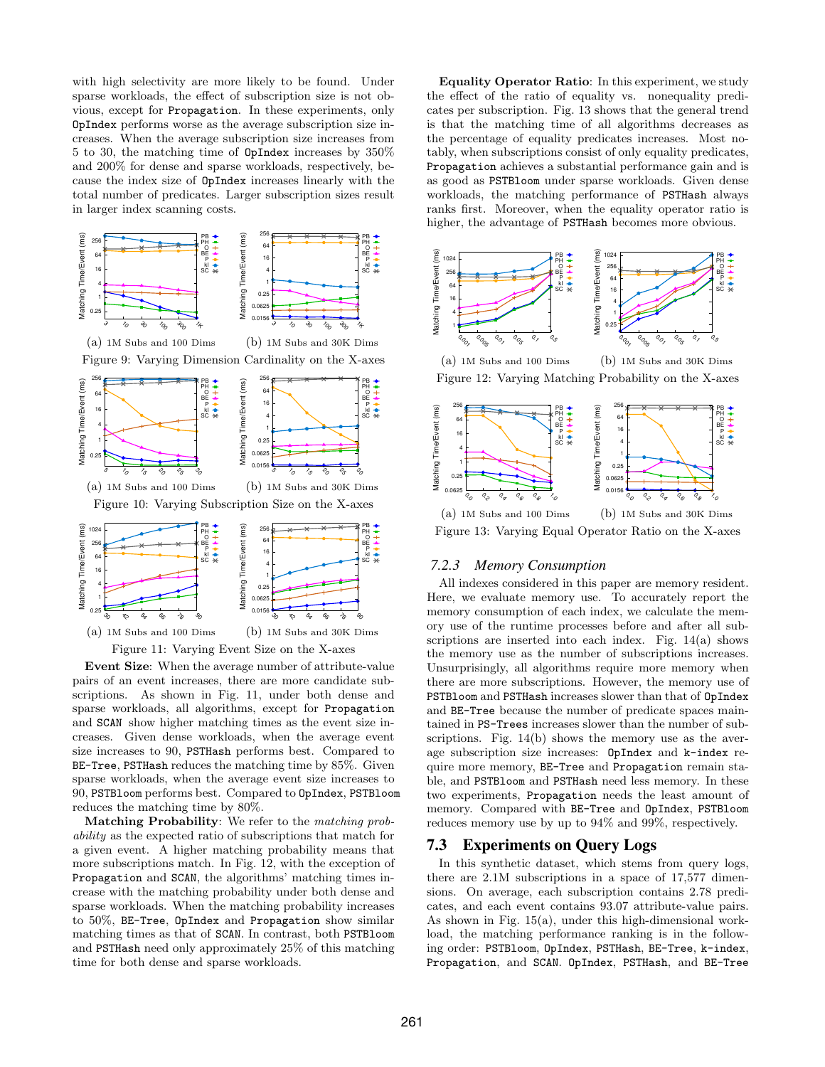with high selectivity are more likely to be found. Under sparse workloads, the effect of subscription size is not obvious, except for Propagation. In these experiments, only OpIndex performs worse as the average subscription size increases. When the average subscription size increases from 5 to 30, the matching time of OpIndex increases by 350% and 200% for dense and sparse workloads, respectively, because the index size of OpIndex increases linearly with the total number of predicates. Larger subscription sizes result in larger index scanning costs.

(a) 1M Subs and 100 Dims (b) 1M Subs and 30K Dims

Figure 9: Varying Dimension Cardinality on the X-axes

(a) 1M Subs and 100 Dims (b) 1M Subs and 30K Dims

Figure 10: Varying Subscription Size on the X-axes

(a) 1M Subs and 100 Dims (b) 1M Subs and 30K Dims

Figure 11: Varying Event Size on the X-axes

**Event Size**: When the average number of attribute-value pairs of an event increases, there are more candidate subscriptions. As shown in Fig. 11, under both dense and sparse workloads, all algorithms, except for Propagation and SCAN show higher matching times as the event size increases. Given dense workloads, when the average event size increases to 90, PSTHash performs best. Compared to BE-Tree, PSTHash reduces the matching time by 85%. Given sparse workloads, when the event size increases to 90, PSTBloom performs best. Compared to OpIndex, PSTBloom reduces the matching time by 80%.

**Matching Probability**: We refer to the *matching probability* as the expected ratio of subscriptions that match for a given event. A higher matching probability means that more subscriptions match. In Fig. 12, with the exception of Propagation and SCAN, the algorithms' matching times increase with the matching probability under both dense and sparse workloads. When the matching probability increases to 50%, BE-Tree, OpIndex and Propagation show similar matching times as that of SCAN. In contrast, both PSTBloom and PSTHash need only approximately 25% of this matching time for both dense and sparse workloads.

**Equality Operator Ratio**: In this experiment, we study the effect of the ratio of equality vs. nonequality predicates per subscription. Fig. 13 shows that the general trend is that the matching time of all algorithms decreases as the percentage of equality predicates increases. Most notably, when subscriptions consist of only equality predicates, Propagation achieves a substantial performance gain and is as good as PSTBloom under sparse workloads. Given dense workloads, the matching performance of PSTHash always ranks first. Moreover, when the equality operator ratio is higher, the advantage of PSTHash becomes more obvious.

(a) 1M Subs and 100 Dims (b) 1M Subs and 30K Dims

Figure 12: Varying Matching Probability on the X-axes

(a) 1M Subs and 100 Dims (b) 1M Subs and 30K Dims

Figure 13: Varying Equal Operator Ratio on the X-axes

### 7.2.3 *Memory Consumption*

All indexes considered in this paper are memory resident. Here, we evaluate memory use. To accurately report the memory consumption of each index, we calculate the memory use of the runtime processes before and after all subscriptions are inserted into each index. Fig. 14(a) shows the memory use as the number of subscriptions increases. Unsurprisingly, all algorithms require more memory when there are more subscriptions. However, the memory use of PSTBloom and PSTHash increases slower than that of OpIndex and BE-Tree because the number of predicate spaces maintained in PS-Trees increases slower than the number of subscriptions. Fig. 14(b) shows the memory use as the average subscription size increases: OpIndex and k-index require more memory, BE-Tree and Propagation remain stable, and PSTBloom and PSTHash need less memory. In these two experiments, Propagation needs the least amount of memory. Compared with BE-Tree and OpIndex, PSTBloom reduces memory use by up to 94% and 99%, respectively.

## 7.3 Experiments on Query Logs

In this synthetic dataset, which stems from query logs, there are 2.1M subscriptions in a space of 17,577 dimensions. On average, each subscription contains 2.78 predicates, and each event contains 93.07 attribute-value pairs. As shown in Fig. 15(a), under this high-dimensional workload, the matching performance ranking is in the following order: PSTBloom, OpIndex, PSTHash, BE-Tree, k-index, Propagation, and SCAN. OpIndex, PSTHash, and BE-Tree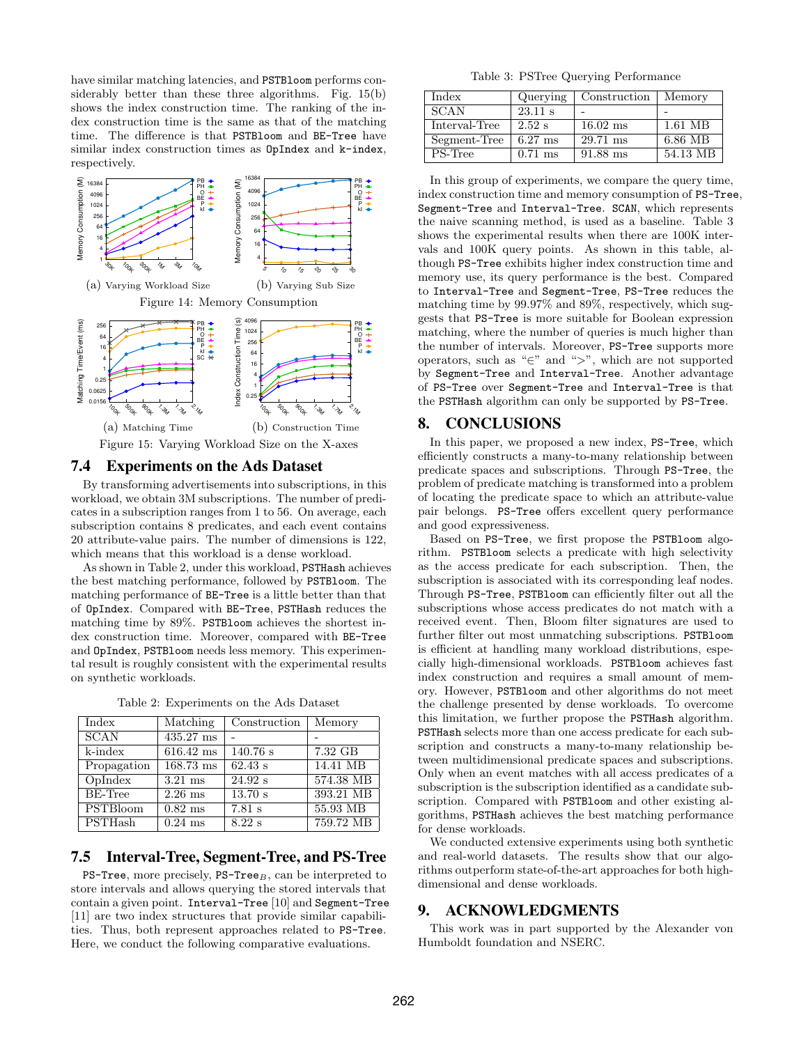have similar matching latencies, and PSTBloom performs considerably better than these three algorithms. Fig. 15(b) shows the index construction time. The ranking of the index construction time is the same as that of the matching time. The difference is that PSTBloom and BE-Tree have similar index construction times as OpIndex and k-index, respectively.

(a) Varying Workload Size (b) Varying Sub Size

Figure 14: Memory Consumption

(a) Matching Time (b) Construction Time

Figure 15: Varying Workload Size on the X-axes

## 7.4 Experiments on the Ads Dataset

By transforming advertisements into subscriptions, in this workload, we obtain 3M subscriptions. The number of predicates in a subscription ranges from 1 to 56. On average, each subscription contains 8 predicates, and each event contains 20 attribute-value pairs. The number of dimensions is 122, which means that this workload is a dense workload.

As shown in Table 2, under this workload, PSTHash achieves the best matching performance, followed by PSTBloom. The matching performance of BE-Tree is a little better than that of OpIndex. Compared with BE-Tree, PSTHash reduces the matching time by 89%. PSTBloom achieves the shortest index construction time. Moreover, compared with BE-Tree and OpIndex, PSTBloom needs less memory. This experimental result is roughly consistent with the experimental results on synthetic workloads.

Table 2: Experiments on the Ads Dataset

| Index | Matching | Construction | Memory |
|---|---|---|---|
| SCAN | 435.27 ms | - | - |
| k-index | 616.42 ms | 140.76 s | 7.32 GB |
| Propagation | 168.73 ms | 62.43 s | 14.41 MB |
| OpIndex | 3.21 ms | 24.92 s | 574.38 MB |
| BE-Tree | 2.26 ms | 13.70 s | 393.21 MB |
| PSTBloom | 0.82 ms | 7.81 s | 55.93 MB |
| PSTHash | 0.24 ms | 8.22 s | 759.72 MB |

## 7.5 Interval-Tree, Segment-Tree, and PS-Tree

PS-Tree, more precisely, PS-Tree$_B$, can be interpreted to store intervals and allows querying the stored intervals that contain a given point. Interval-Tree [10] and Segment-Tree [11] are two index structures that provide similar capabilities. Thus, both represent approaches related to PS-Tree. Here, we conduct the following comparative evaluations.

Table 3: PSTree Querying Performance

| Index | Querying | Construction | Memory |
|---|---|---|---|
| SCAN | 23.11 s | - | - |
| Interval-Tree | 2.52 s | 16.02 ms | 1.61 MB |
| Segment-Tree | 6.27 ms | 29.71 ms | 6.86 MB |
| PS-Tree | 0.71 ms | 91.88 ms | 54.13 MB |

In this group of experiments, we compare the query time, index construction time and memory consumption of PS-Tree, Segment-Tree and Interval-Tree. SCAN, which represents the naive scanning method, is used as a baseline. Table 3 shows the experimental results when there are 100K intervals and 100K query points. As shown in this table, although PS-Tree exhibits higher index construction time and memory use, its query performance is the best. Compared to Interval-Tree and Segment-Tree, PS-Tree reduces the matching time by 99.97% and 89%, respectively, which suggests that PS-Tree is more suitable for Boolean expression matching, where the number of queries is much higher than the number of intervals. Moreover, PS-Tree supports more operators, such as "∈" and ">", which are not supported by Segment-Tree and Interval-Tree. Another advantage of PS-Tree over Segment-Tree and Interval-Tree is that the PSTHash algorithm can only be supported by PS-Tree.

# 8. CONCLUSIONS

In this paper, we proposed a new index, PS-Tree, which efficiently constructs a many-to-many relationship between predicate spaces and subscriptions. Through PS-Tree, the problem of predicate matching is transformed into a problem of locating the predicate space to which an attribute-value pair belongs. PS-Tree offers excellent query performance and good expressiveness.

Based on PS-Tree, we first propose the PSTBloom algorithm. PSTBloom selects a predicate with high selectivity as the access predicate for each subscription. Then, the subscription is associated with its corresponding leaf nodes. Through PS-Tree, PSTBloom can efficiently filter out all the subscriptions whose access predicates do not match with a received event. Then, Bloom filter signatures are used to further filter out most unmatching subscriptions. PSTBloom is efficient at handling many workload distributions, especially high-dimensional workloads. PSTBloom achieves fast index construction and requires a small amount of memory. However, PSTBloom and other algorithms do not meet the challenge presented by dense workloads. To overcome this limitation, we further propose the PSTHash algorithm. PSTHash selects more than one access predicate for each subscription and constructs a many-to-many relationship between multidimensional predicate spaces and subscriptions. Only when an event matches with all access predicates of a subscription is the subscription identified as a candidate subscription. Compared with PSTBloom and other existing algorithms, PSTHash achieves the best matching performance for dense workloads.

We conducted extensive experiments using both synthetic and real-world datasets. The results show that our algorithms outperform state-of-the-art approaches for both high-dimensional and dense workloads.

# 9. ACKNOWLEDGMENTS

This work was in part supported by the Alexander von Humboldt foundation and NSERC.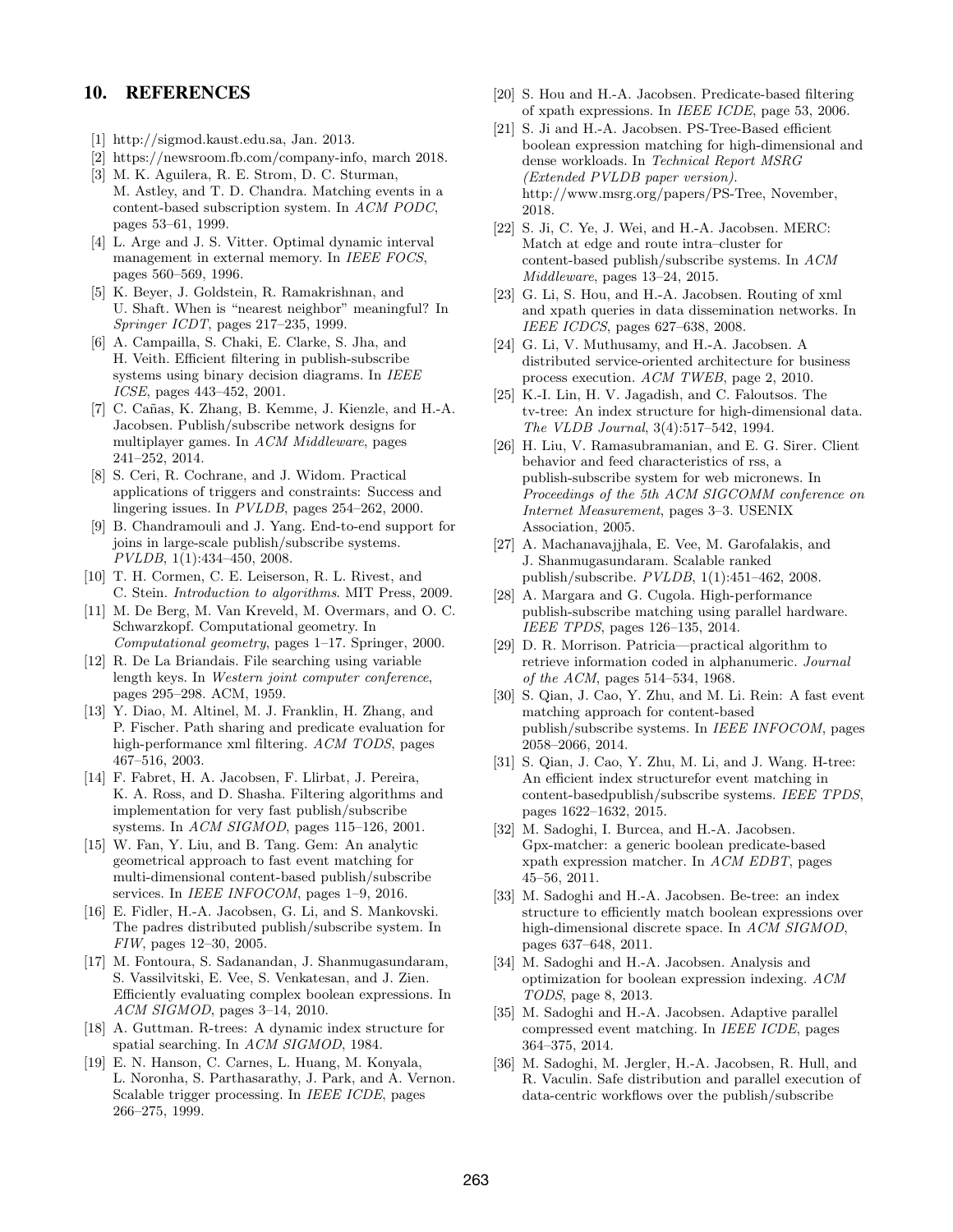## 10. REFERENCES

[1] http://sigmod.kaust.edu.sa, Jan. 2013.

[2] https://newsroom.fb.com/company-info, march 2018.

[3] M. K. Aguilera, R. E. Strom, D. C. Sturman, M. Astley, and T. D. Chandra. Matching events in a content-based subscription system. In *ACM PODC*, pages 53–61, 1999.

[4] L. Arge and J. S. Vitter. Optimal dynamic interval management in external memory. In *IEEE FOCS*, pages 560–569, 1996.

[5] K. Beyer, J. Goldstein, R. Ramakrishnan, and U. Shaft. When is "nearest neighbor" meaningful? In *Springer ICDT*, pages 217–235, 1999.

[6] A. Campailla, S. Chaki, E. Clarke, S. Jha, and H. Veith. Efficient filtering in publish-subscribe systems using binary decision diagrams. In *IEEE ICSE*, pages 443–452, 2001.

[7] C. Cañas, K. Zhang, B. Kemme, J. Kienzle, and H.-A. Jacobsen. Publish/subscribe network designs for multiplayer games. In *ACM Middleware*, pages 241–252, 2014.

[8] S. Ceri, R. Cochrane, and J. Widom. Practical applications of triggers and constraints: Success and lingering issues. In *PVLDB*, pages 254–262, 2000.

[9] B. Chandramouli and J. Yang. End-to-end support for joins in large-scale publish/subscribe systems. *PVLDB*, 1(1):434–450, 2008.

[10] T. H. Cormen, C. E. Leiserson, R. L. Rivest, and C. Stein. *Introduction to algorithms*. MIT Press, 2009.

[11] M. De Berg, M. Van Kreveld, M. Overmars, and O. C. Schwarzkopf. Computational geometry. In *Computational geometry*, pages 1–17. Springer, 2000.

[12] R. De La Briandais. File searching using variable length keys. In *Western joint computer conference*, pages 295–298. ACM, 1959.

[13] Y. Diao, M. Altinel, M. J. Franklin, H. Zhang, and P. Fischer. Path sharing and predicate evaluation for high-performance xml filtering. *ACM TODS*, pages 467–516, 2003.

[14] F. Fabret, H. A. Jacobsen, F. Llirbat, J. Pereira, K. A. Ross, and D. Shasha. Filtering algorithms and implementation for very fast publish/subscribe systems. In *ACM SIGMOD*, pages 115–126, 2001.

[15] W. Fan, Y. Liu, and B. Tang. Gem: An analytic geometrical approach to fast event matching for multi-dimensional content-based publish/subscribe services. In *IEEE INFOCOM*, pages 1–9, 2016.

[16] E. Fidler, H.-A. Jacobsen, G. Li, and S. Mankovski. The padres distributed publish/subscribe system. In *FIW*, pages 12–30, 2005.

[17] M. Fontoura, S. Sadanandan, J. Shanmugasundaram, S. Vassilvitski, E. Vee, S. Venkatesan, and J. Zien. Efficiently evaluating complex boolean expressions. In *ACM SIGMOD*, pages 3–14, 2010.

[18] A. Guttman. R-trees: A dynamic index structure for spatial searching. In *ACM SIGMOD*, 1984.

[19] E. N. Hanson, C. Carnes, L. Huang, M. Konyala, L. Noronha, S. Parthasarathy, J. Park, and A. Vernon. Scalable trigger processing. In *IEEE ICDE*, pages 266–275, 1999.

[20] S. Hou and H.-A. Jacobsen. Predicate-based filtering of xpath expressions. In *IEEE ICDE*, page 53, 2006.

[21] S. Ji and H.-A. Jacobsen. PS-Tree-Based efficient boolean expression matching for high-dimensional and dense workloads. In *Technical Report MSRG (Extended PVLDB paper version)*. http://www.msrg.org/papers/PS-Tree, November, 2018.

[22] S. Ji, C. Ye, J. Wei, and H.-A. Jacobsen. MERC: Match at edge and route intra–cluster for content-based publish/subscribe systems. In *ACM Middleware*, pages 13–24, 2015.

[23] G. Li, S. Hou, and H.-A. Jacobsen. Routing of xml and xpath queries in data dissemination networks. In *IEEE ICDCS*, pages 627–638, 2008.

[24] G. Li, V. Muthusamy, and H.-A. Jacobsen. A distributed service-oriented architecture for business process execution. *ACM TWEB*, page 2, 2010.

[25] K.-I. Lin, H. V. Jagadish, and C. Faloutsos. The tv-tree: An index structure for high-dimensional data. *The VLDB Journal*, 3(4):517–542, 1994.

[26] H. Liu, V. Ramasubramanian, and E. G. Sirer. Client behavior and feed characteristics of rss, a publish-subscribe system for web micronews. In *Proceedings of the 5th ACM SIGCOMM conference on Internet Measurement*, pages 3–3. USENIX Association, 2005.

[27] A. Machanavajjhala, E. Vee, M. Garofalakis, and J. Shanmugasundaram. Scalable ranked publish/subscribe. *PVLDB*, 1(1):451–462, 2008.

[28] A. Margara and G. Cugola. High-performance publish-subscribe matching using parallel hardware. *IEEE TPDS*, pages 126–135, 2014.

[29] D. R. Morrison. Patricia—practical algorithm to retrieve information coded in alphanumeric. *Journal of the ACM*, pages 514–534, 1968.

[30] S. Qian, J. Cao, Y. Zhu, and M. Li. Rein: A fast event matching approach for content-based publish/subscribe systems. In *IEEE INFOCOM*, pages 2058–2066, 2014.

[31] S. Qian, J. Cao, Y. Zhu, M. Li, and J. Wang. H-tree: An efficient index structurefor event matching in content-basedpublish/subscribe systems. *IEEE TPDS*, pages 1622–1632, 2015.

[32] M. Sadoghi, I. Burcea, and H.-A. Jacobsen. Gpx-matcher: a generic boolean predicate-based xpath expression matcher. In *ACM EDBT*, pages 45–56, 2011.

[33] M. Sadoghi and H.-A. Jacobsen. Be-tree: an index structure to efficiently match boolean expressions over high-dimensional discrete space. In *ACM SIGMOD*, pages 637–648, 2011.

[34] M. Sadoghi and H.-A. Jacobsen. Analysis and optimization for boolean expression indexing. *ACM TODS*, page 8, 2013.

[35] M. Sadoghi and H.-A. Jacobsen. Adaptive parallel compressed event matching. In *IEEE ICDE*, pages 364–375, 2014.

[36] M. Sadoghi, M. Jergler, H.-A. Jacobsen, R. Hull, and R. Vaculin. Safe distribution and parallel execution of data-centric workflows over the publish/subscribe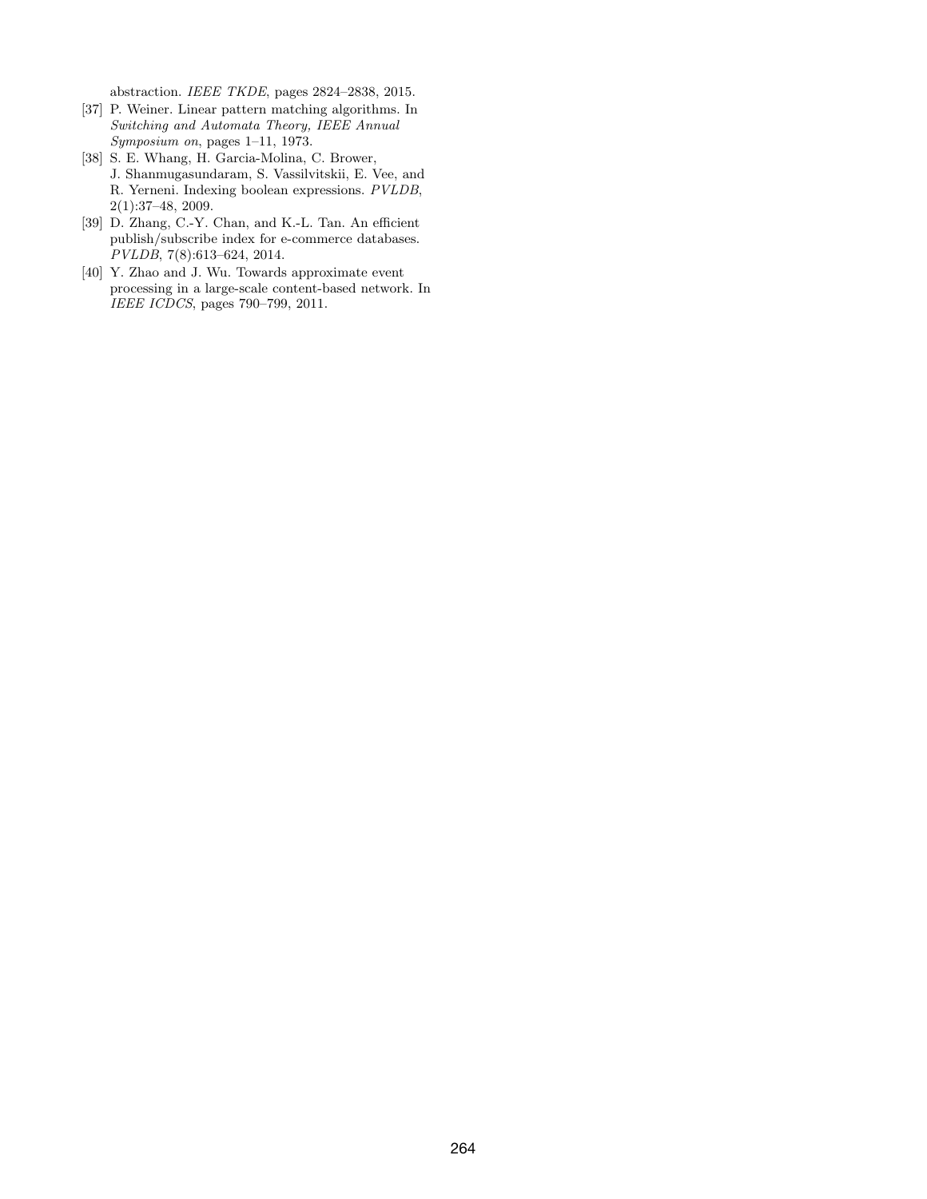abstraction. *IEEE TKDE*, pages 2824–2838, 2015.

[37] P. Weiner. Linear pattern matching algorithms. In *Switching and Automata Theory, IEEE Annual Symposium on*, pages 1–11, 1973.

[38] S. E. Whang, H. Garcia-Molina, C. Brower, J. Shanmugasundaram, S. Vassilvitskii, E. Vee, and R. Yerneni. Indexing boolean expressions. *PVLDB*, 2(1):37–48, 2009.

[39] D. Zhang, C.-Y. Chan, and K.-L. Tan. An efficient publish/subscribe index for e-commerce databases. *PVLDB*, 7(8):613–624, 2014.

[40] Y. Zhao and J. Wu. Towards approximate event processing in a large-scale content-based network. In *IEEE ICDCS*, pages 790–799, 2011.